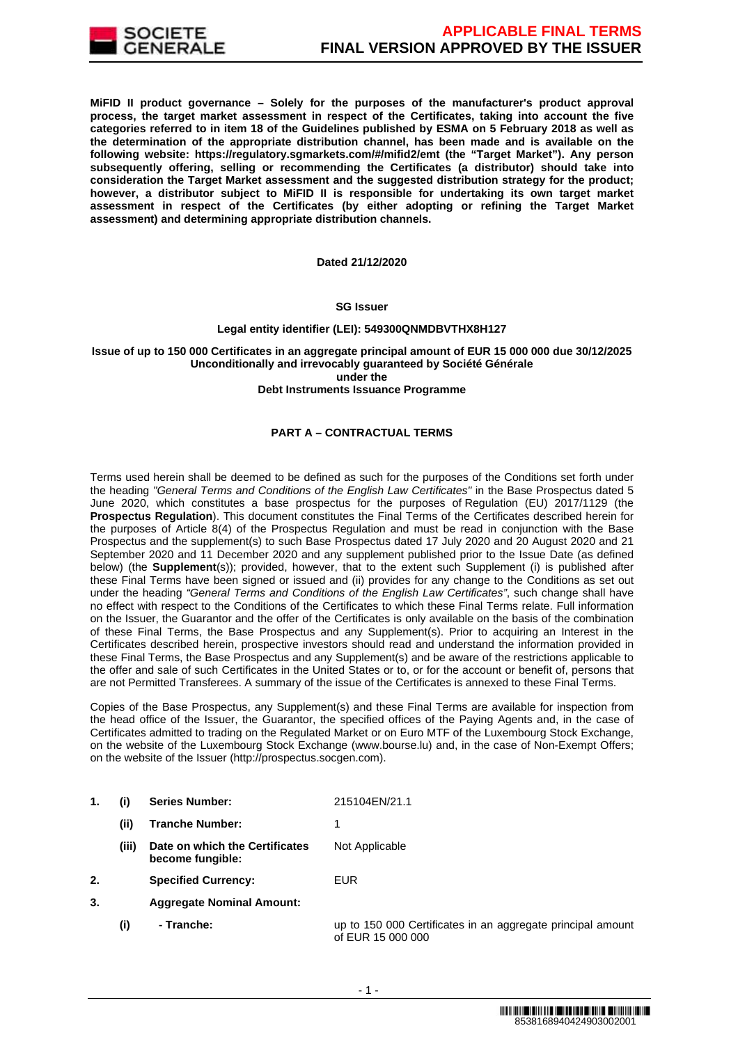**MiFID II product governance – Solely for the purposes of the manufacturer's product approval process, the target market assessment in respect of the Certificates, taking into account the five categories referred to in item 18 of the Guidelines published by ESMA on 5 February 2018 as well as the determination of the appropriate distribution channel, has been made and is available on the following website: https://regulatory.sgmarkets.com/#/mifid2/emt (the "Target Market"). Any person subsequently offering, selling or recommending the Certificates (a distributor) should take into consideration the Target Market assessment and the suggested distribution strategy for the product; however, a distributor subject to MiFID II is responsible for undertaking its own target market assessment in respect of the Certificates (by either adopting or refining the Target Market assessment) and determining appropriate distribution channels.**

**Dated 21/12/2020**

**SG Issuer**

**Legal entity identifier (LEI): 549300QNMDBVTHX8H127**

**Issue of up to 150 000 Certificates in an aggregate principal amount of EUR 15 000 000 due 30/12/2025**
**Unconditionally and irrevocably guaranteed by Société Générale**
**under the**
**Debt Instruments Issuance Programme**

## PART A – CONTRACTUAL TERMS

Terms used herein shall be deemed to be defined as such for the purposes of the Conditions set forth under the heading *"General Terms and Conditions of the English Law Certificates"* in the Base Prospectus dated 5 June 2020, which constitutes a base prospectus for the purposes of Regulation (EU) 2017/1129 (the **Prospectus Regulation**). This document constitutes the Final Terms of the Certificates described herein for the purposes of Article 8(4) of the Prospectus Regulation and must be read in conjunction with the Base Prospectus and the supplement(s) to such Base Prospectus dated 17 July 2020 and 20 August 2020 and 21 September 2020 and 11 December 2020 and any supplement published prior to the Issue Date (as defined below) (the **Supplement**(s)); provided, however, that to the extent such Supplement (i) is published after these Final Terms have been signed or issued and (ii) provides for any change to the Conditions as set out under the heading *"General Terms and Conditions of the English Law Certificates"*, such change shall have no effect with respect to the Conditions of the Certificates to which these Final Terms relate. Full information on the Issuer, the Guarantor and the offer of the Certificates is only available on the basis of the combination of these Final Terms, the Base Prospectus and any Supplement(s). Prior to acquiring an Interest in the Certificates described herein, prospective investors should read and understand the information provided in these Final Terms, the Base Prospectus and any Supplement(s) and be aware of the restrictions applicable to the offer and sale of such Certificates in the United States or to, or for the account or benefit of, persons that are not Permitted Transferees. A summary of the issue of the Certificates is annexed to these Final Terms.

Copies of the Base Prospectus, any Supplement(s) and these Final Terms are available for inspection from the head office of the Issuer, the Guarantor, the specified offices of the Paying Agents and, in the case of Certificates admitted to trading on the Regulated Market or on Euro MTF of the Luxembourg Stock Exchange, on the website of the Luxembourg Stock Exchange (www.bourse.lu) and, in the case of Non-Exempt Offers; on the website of the Issuer (http://prospectus.socgen.com).

| | | | |
|---|---|---|---|
| **1.** | **(i)** | **Series Number:** | 215104EN/21.1 |
| | **(ii)** | **Tranche Number:** | 1 |
| | **(iii)** | **Date on which the Certificates become fungible:** | Not Applicable |
| **2.** | | **Specified Currency:** | EUR |
| **3.** | | **Aggregate Nominal Amount:** | |
| | **(i)** | **- Tranche:** | up to 150 000 Certificates in an aggregate principal amount of EUR 15 000 000 |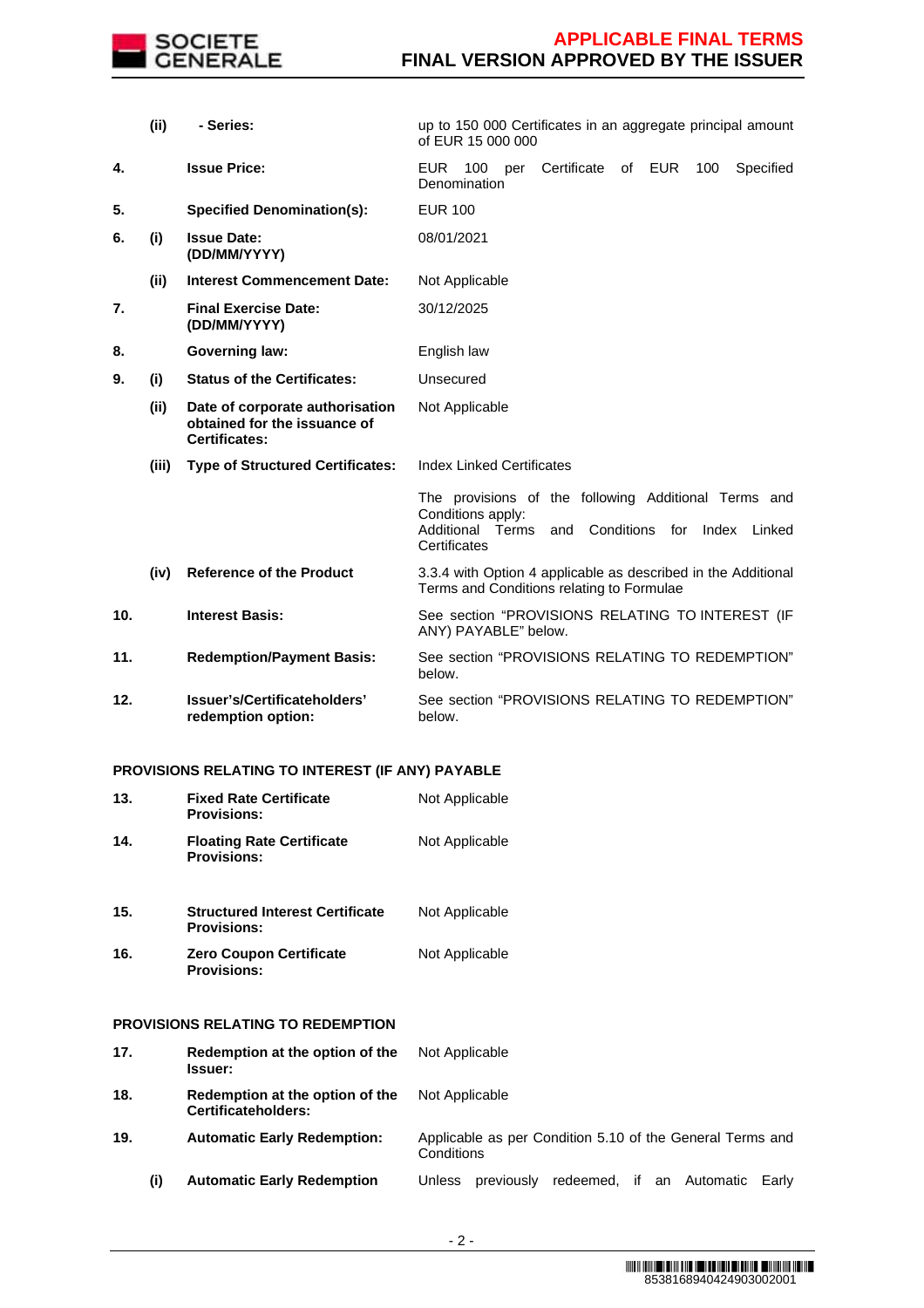| | | | |
|---|---|---|---|
| | **(ii)** | **- Series:** | up to 150 000 Certificates in an aggregate principal amount of EUR 15 000 000 |
| **4.** | | **Issue Price:** | EUR 100 per Certificate of EUR 100 Specified Denomination |
| **5.** | | **Specified Denomination(s):** | EUR 100 |
| **6.** | **(i)** | **Issue Date: (DD/MM/YYYY)** | 08/01/2021 |
| | **(ii)** | **Interest Commencement Date:** | Not Applicable |
| **7.** | | **Final Exercise Date: (DD/MM/YYYY)** | 30/12/2025 |
| **8.** | | **Governing law:** | English law |
| **9.** | **(i)** | **Status of the Certificates:** | Unsecured |
| | **(ii)** | **Date of corporate authorisation obtained for the issuance of Certificates:** | Not Applicable |
| | **(iii)** | **Type of Structured Certificates:** | Index Linked Certificates |
| | | | The provisions of the following Additional Terms and Conditions apply: Additional Terms and Conditions for Index Linked Certificates |
| | **(iv)** | **Reference of the Product** | 3.3.4 with Option 4 applicable as described in the Additional Terms and Conditions relating to Formulae |
| **10.** | | **Interest Basis:** | See section "PROVISIONS RELATING TO INTEREST (IF ANY) PAYABLE" below. |
| **11.** | | **Redemption/Payment Basis:** | See section "PROVISIONS RELATING TO REDEMPTION" below. |
| **12.** | | **Issuer's/Certificateholders' redemption option:** | See section "PROVISIONS RELATING TO REDEMPTION" below. |

**PROVISIONS RELATING TO INTEREST (IF ANY) PAYABLE**

| | | | |
|---|---|---|---|
| **13.** | | **Fixed Rate Certificate Provisions:** | Not Applicable |
| **14.** | | **Floating Rate Certificate Provisions:** | Not Applicable |
| **15.** | | **Structured Interest Certificate Provisions:** | Not Applicable |
| **16.** | | **Zero Coupon Certificate Provisions:** | Not Applicable |

**PROVISIONS RELATING TO REDEMPTION**

| | | | |
|---|---|---|---|
| **17.** | | **Redemption at the option of the Issuer:** | Not Applicable |
| **18.** | | **Redemption at the option of the Certificateholders:** | Not Applicable |
| **19.** | | **Automatic Early Redemption:** | Applicable as per Condition 5.10 of the General Terms and Conditions |
| | **(i)** | **Automatic Early Redemption** | Unless previously redeemed, if an Automatic Early |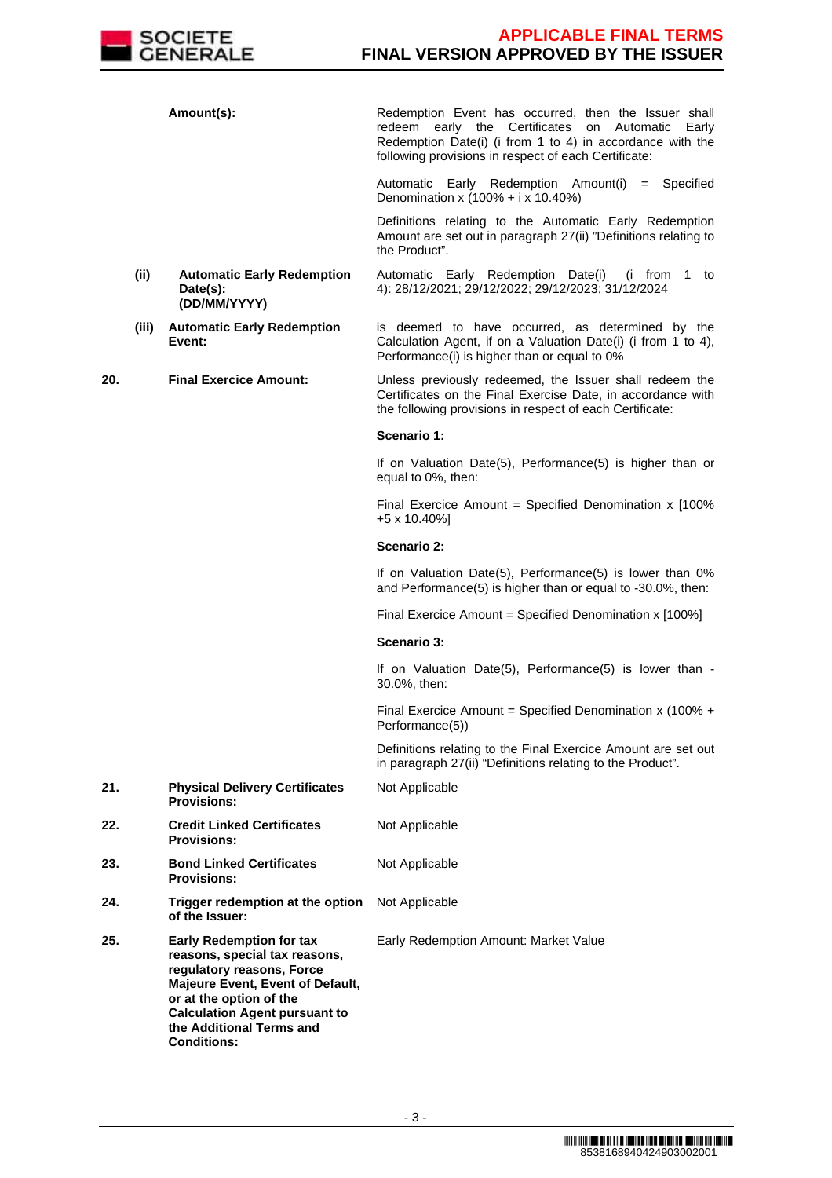| | | |
|---|---|---|
| | **Amount(s):** | Redemption Event has occurred, then the Issuer shall redeem early the Certificates on Automatic Early Redemption Date(i) (i from 1 to 4) in accordance with the following provisions in respect of each Certificate:<br><br>Automatic Early Redemption Amount(i) = Specified Denomination x (100% + i x 10.40%)<br><br>Definitions relating to the Automatic Early Redemption Amount are set out in paragraph 27(ii) "Definitions relating to the Product". |
| | **(ii) Automatic Early Redemption Date(s): (DD/MM/YYYY)** | Automatic Early Redemption Date(i) (i from 1 to 4): 28/12/2021; 29/12/2022; 29/12/2023; 31/12/2024 |
| | **(iii) Automatic Early Redemption Event:** | is deemed to have occurred, as determined by the Calculation Agent, if on a Valuation Date(i) (i from 1 to 4), Performance(i) is higher than or equal to 0% |
| **20.** | **Final Exercice Amount:** | Unless previously redeemed, the Issuer shall redeem the Certificates on the Final Exercise Date, in accordance with the following provisions in respect of each Certificate:<br><br>**Scenario 1:**<br><br>If on Valuation Date(5), Performance(5) is higher than or equal to 0%, then:<br><br>Final Exercice Amount = Specified Denomination x [100% +5 x 10.40%]<br><br>**Scenario 2:**<br><br>If on Valuation Date(5), Performance(5) is lower than 0% and Performance(5) is higher than or equal to -30.0%, then:<br><br>Final Exercice Amount = Specified Denomination x [100%]<br><br>**Scenario 3:**<br><br>If on Valuation Date(5), Performance(5) is lower than -30.0%, then:<br><br>Final Exercice Amount = Specified Denomination x (100% + Performance(5))<br><br>Definitions relating to the Final Exercice Amount are set out in paragraph 27(ii) "Definitions relating to the Product". |
| **21.** | **Physical Delivery Certificates Provisions:** | Not Applicable |
| **22.** | **Credit Linked Certificates Provisions:** | Not Applicable |
| **23.** | **Bond Linked Certificates Provisions:** | Not Applicable |
| **24.** | **Trigger redemption at the option of the Issuer:** | Not Applicable |
| **25.** | **Early Redemption for tax reasons, special tax reasons, regulatory reasons, Force Majeure Event, Event of Default, or at the option of the Calculation Agent pursuant to the Additional Terms and Conditions:** | Early Redemption Amount: Market Value |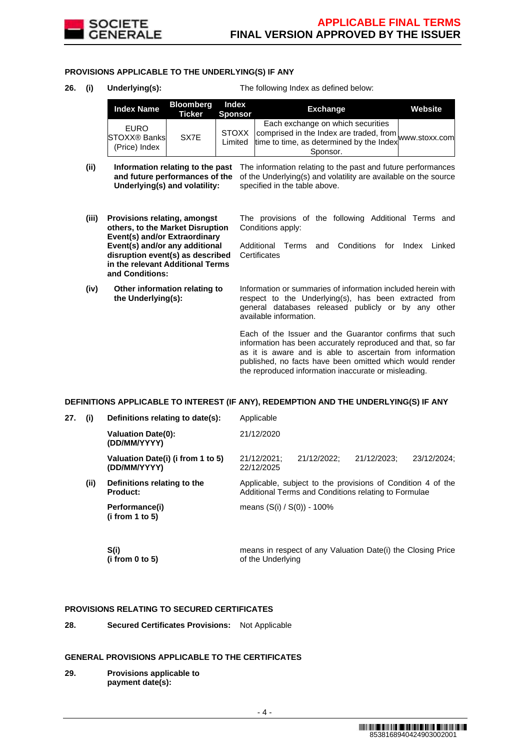### PROVISIONS APPLICABLE TO THE UNDERLYING(S) IF ANY

**26. (i) Underlying(s):** The following Index as defined below:

| Index Name | Bloomberg Ticker | Index Sponsor | Exchange | Website |
|---|---|---|---|---|
| EURO STOXX® Banks (Price) Index | SX7E | STOXX Limited | Each exchange on which securities comprised in the Index are traded, from time to time, as determined by the Index Sponsor. | www.stoxx.com |

**(ii) Information relating to the past and future performances of the Underlying(s) and volatility:** The information relating to the past and future performances of the Underlying(s) and volatility are available on the source specified in the table above.

**(iii) Provisions relating, amongst others, to the Market Disruption Event(s) and/or Extraordinary Event(s) and/or any additional disruption event(s) as described in the relevant Additional Terms and Conditions:** The provisions of the following Additional Terms and Conditions apply:

Additional Terms and Conditions for Index Linked Certificates

**(iv) Other information relating to the Underlying(s):** Information or summaries of information included herein with respect to the Underlying(s), has been extracted from general databases released publicly or by any other available information.

Each of the Issuer and the Guarantor confirms that such information has been accurately reproduced and that, so far as it is aware and is able to ascertain from information published, no facts have been omitted which would render the reproduced information inaccurate or misleading.

### DEFINITIONS APPLICABLE TO INTEREST (IF ANY), REDEMPTION AND THE UNDERLYING(S) IF ANY

**27. (i) Definitions relating to date(s):** Applicable

**Valuation Date(0): (DD/MM/YYYY)** 21/12/2020

**Valuation Date(i) (i from 1 to 5) (DD/MM/YYYY)** 21/12/2021; 21/12/2022; 21/12/2023; 23/12/2024; 22/12/2025

**(ii) Definitions relating to the Product:** Applicable, subject to the provisions of Condition 4 of the Additional Terms and Conditions relating to Formulae

**Performance(i) (i from 1 to 5)** means (S(i) / S(0)) - 100%

**S(i) (i from 0 to 5)** means in respect of any Valuation Date(i) the Closing Price of the Underlying

### PROVISIONS RELATING TO SECURED CERTIFICATES

**28. Secured Certificates Provisions:** Not Applicable

### GENERAL PROVISIONS APPLICABLE TO THE CERTIFICATES

**29. Provisions applicable to payment date(s):**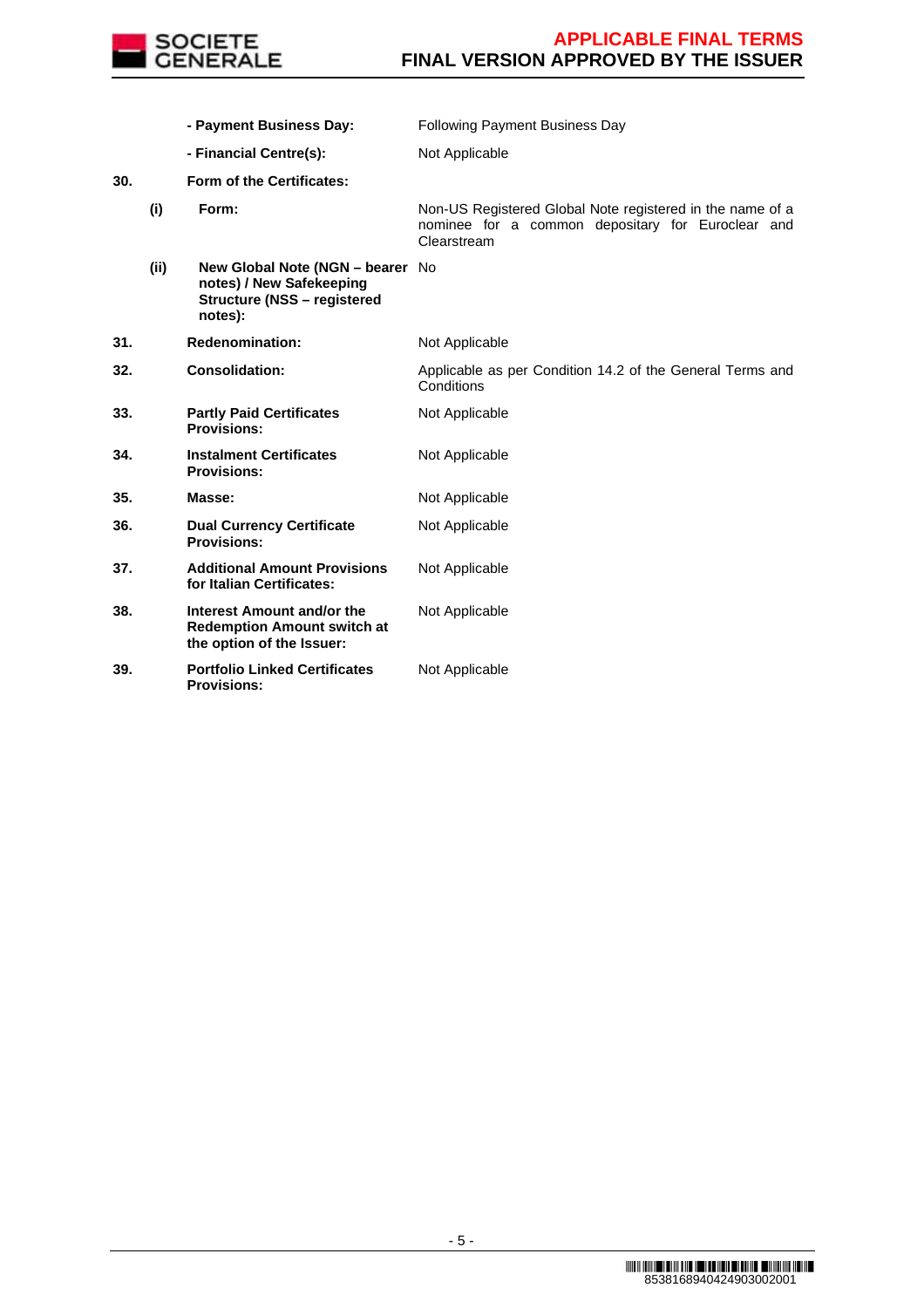| | | | |
|---|---|---|---|
| | | **- Payment Business Day:** | Following Payment Business Day |
| | | **- Financial Centre(s):** | Not Applicable |
| **30.** | | **Form of the Certificates:** | |
| | **(i)** | **Form:** | Non-US Registered Global Note registered in the name of a nominee for a common depositary for Euroclear and Clearstream |
| | **(ii)** | **New Global Note (NGN – bearer notes) / New Safekeeping Structure (NSS – registered notes):** | No |
| **31.** | | **Redenomination:** | Not Applicable |
| **32.** | | **Consolidation:** | Applicable as per Condition 14.2 of the General Terms and Conditions |
| **33.** | | **Partly Paid Certificates Provisions:** | Not Applicable |
| **34.** | | **Instalment Certificates Provisions:** | Not Applicable |
| **35.** | | **Masse:** | Not Applicable |
| **36.** | | **Dual Currency Certificate Provisions:** | Not Applicable |
| **37.** | | **Additional Amount Provisions for Italian Certificates:** | Not Applicable |
| **38.** | | **Interest Amount and/or the Redemption Amount switch at the option of the Issuer:** | Not Applicable |
| **39.** | | **Portfolio Linked Certificates Provisions:** | Not Applicable |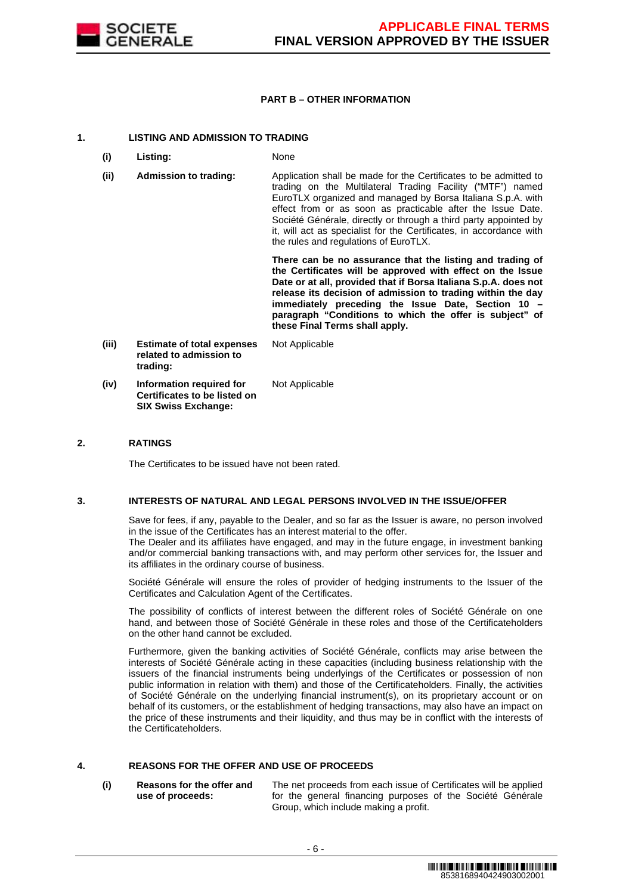## PART B – OTHER INFORMATION

### 1. LISTING AND ADMISSION TO TRADING

| | | |
|---|---|---|
| **(i)** | **Listing:** | None |
| **(ii)** | **Admission to trading:** | Application shall be made for the Certificates to be admitted to trading on the Multilateral Trading Facility ("MTF") named EuroTLX organized and managed by Borsa Italiana S.p.A. with effect from or as soon as practicable after the Issue Date. Société Générale, directly or through a third party appointed by it, will act as specialist for the Certificates, in accordance with the rules and regulations of EuroTLX.<br><br>**There can be no assurance that the listing and trading of the Certificates will be approved with effect on the Issue Date or at all, provided that if Borsa Italiana S.p.A. does not release its decision of admission to trading within the day immediately preceding the Issue Date, Section 10 – paragraph "Conditions to which the offer is subject" of these Final Terms shall apply.** |
| **(iii)** | **Estimate of total expenses related to admission to trading:** | Not Applicable |
| **(iv)** | **Information required for Certificates to be listed on SIX Swiss Exchange:** | Not Applicable |

### 2. RATINGS

The Certificates to be issued have not been rated.

### 3. INTERESTS OF NATURAL AND LEGAL PERSONS INVOLVED IN THE ISSUE/OFFER

Save for fees, if any, payable to the Dealer, and so far as the Issuer is aware, no person involved in the issue of the Certificates has an interest material to the offer.
The Dealer and its affiliates have engaged, and may in the future engage, in investment banking and/or commercial banking transactions with, and may perform other services for, the Issuer and its affiliates in the ordinary course of business.

Société Générale will ensure the roles of provider of hedging instruments to the Issuer of the Certificates and Calculation Agent of the Certificates.

The possibility of conflicts of interest between the different roles of Société Générale on one hand, and between those of Société Générale in these roles and those of the Certificateholders on the other hand cannot be excluded.

Furthermore, given the banking activities of Société Générale, conflicts may arise between the interests of Société Générale acting in these capacities (including business relationship with the issuers of the financial instruments being underlyings of the Certificates or possession of non public information in relation with them) and those of the Certificateholders. Finally, the activities of Société Générale on the underlying financial instrument(s), on its proprietary account or on behalf of its customers, or the establishment of hedging transactions, may also have an impact on the price of these instruments and their liquidity, and thus may be in conflict with the interests of the Certificateholders.

### 4. REASONS FOR THE OFFER AND USE OF PROCEEDS

| | | |
|---|---|---|
| **(i)** | **Reasons for the offer and use of proceeds:** | The net proceeds from each issue of Certificates will be applied for the general financing purposes of the Société Générale Group, which include making a profit. |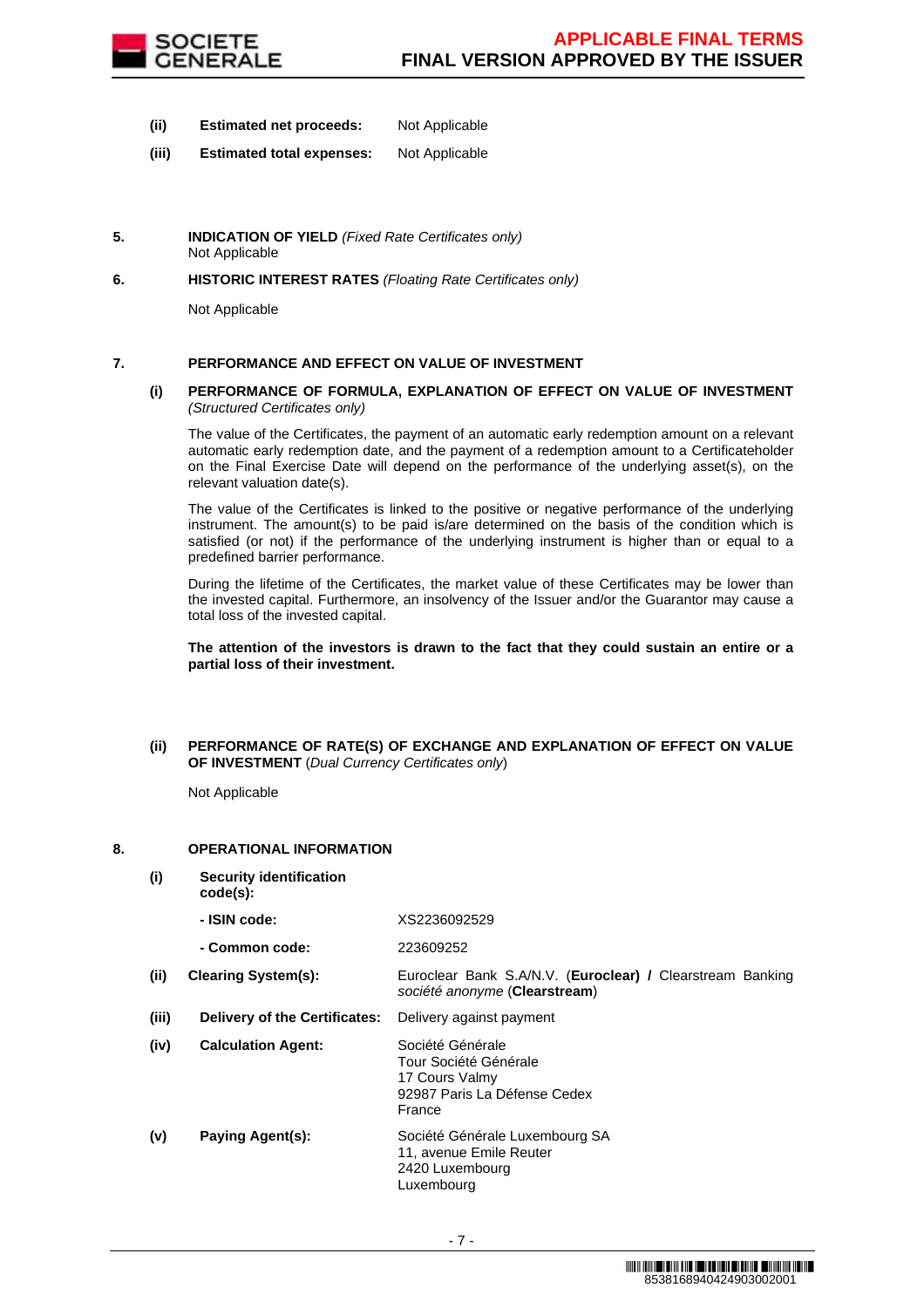| | | |
|---|---|---|
| **(ii)** | **Estimated net proceeds:** | Not Applicable |
| **(iii)** | **Estimated total expenses:** | Not Applicable |

**5. INDICATION OF YIELD** *(Fixed Rate Certificates only)*

Not Applicable

**6. HISTORIC INTEREST RATES** *(Floating Rate Certificates only)*

Not Applicable

**7. PERFORMANCE AND EFFECT ON VALUE OF INVESTMENT**

**(i) PERFORMANCE OF FORMULA, EXPLANATION OF EFFECT ON VALUE OF INVESTMENT** *(Structured Certificates only)*

The value of the Certificates, the payment of an automatic early redemption amount on a relevant automatic early redemption date, and the payment of a redemption amount to a Certificateholder on the Final Exercise Date will depend on the performance of the underlying asset(s), on the relevant valuation date(s).

The value of the Certificates is linked to the positive or negative performance of the underlying instrument. The amount(s) to be paid is/are determined on the basis of the condition which is satisfied (or not) if the performance of the underlying instrument is higher than or equal to a predefined barrier performance.

During the lifetime of the Certificates, the market value of these Certificates may be lower than the invested capital. Furthermore, an insolvency of the Issuer and/or the Guarantor may cause a total loss of the invested capital.

**The attention of the investors is drawn to the fact that they could sustain an entire or a partial loss of their investment.**

**(ii) PERFORMANCE OF RATE(S) OF EXCHANGE AND EXPLANATION OF EFFECT ON VALUE OF INVESTMENT** (*Dual Currency Certificates only*)

Not Applicable

**8. OPERATIONAL INFORMATION**

| | | |
|---|---|---|
| **(i)** | **Security identification code(s):** | |
| | **- ISIN code:** | XS2236092529 |
| | **- Common code:** | 223609252 |
| **(ii)** | **Clearing System(s):** | Euroclear Bank S.A/N.V. (**Euroclear) /** Clearstream Banking *société anonyme* (**Clearstream**) |
| **(iii)** | **Delivery of the Certificates:** | Delivery against payment |
| **(iv)** | **Calculation Agent:** | Société Générale<br>Tour Société Générale<br>17 Cours Valmy<br>92987 Paris La Défense Cedex<br>France |
| **(v)** | **Paying Agent(s):** | Société Générale Luxembourg SA<br>11, avenue Emile Reuter<br>2420 Luxembourg<br>Luxembourg |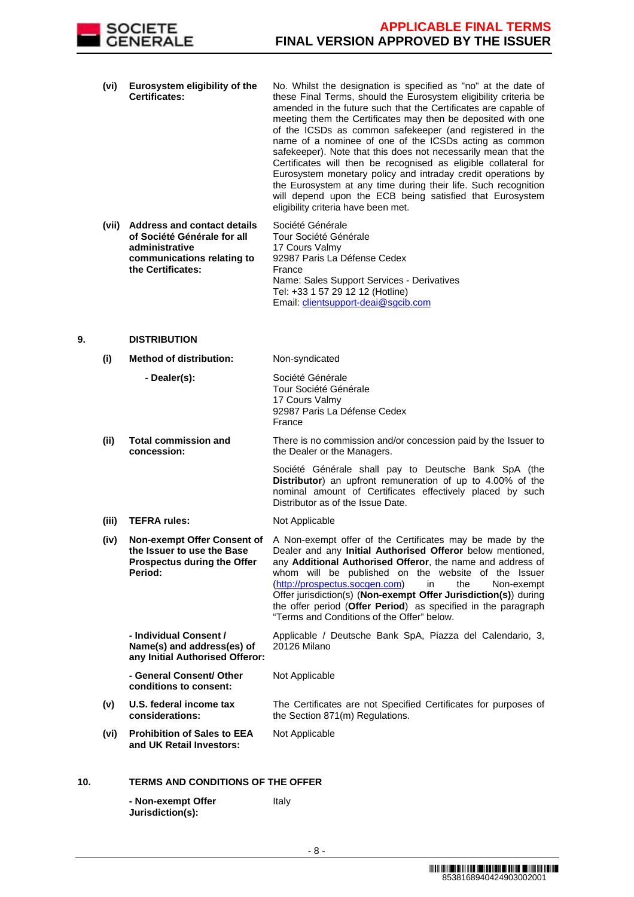| | | |
|---|---|---|
| (vi) | **Eurosystem eligibility of the Certificates:** | No. Whilst the designation is specified as "no" at the date of these Final Terms, should the Eurosystem eligibility criteria be amended in the future such that the Certificates are capable of meeting them the Certificates may then be deposited with one of the ICSDs as common safekeeper (and registered in the name of a nominee of one of the ICSDs acting as common safekeeper). Note that this does not necessarily mean that the Certificates will then be recognised as eligible collateral for Eurosystem monetary policy and intraday credit operations by the Eurosystem at any time during their life. Such recognition will depend upon the ECB being satisfied that Eurosystem eligibility criteria have been met. |
| (vii) | **Address and contact details of Société Générale for all administrative communications relating to the Certificates:** | Société Générale<br>Tour Société Générale<br>17 Cours Valmy<br>92987 Paris La Défense Cedex<br>France<br>Name: Sales Support Services - Derivatives<br>Tel: +33 1 57 29 12 12 (Hotline)<br>Email: clientsupport-deai@sgcib.com |

**9. DISTRIBUTION**

| | | |
|---|---|---|
| (i) | **Method of distribution:** | Non-syndicated |
| | **- Dealer(s):** | Société Générale<br>Tour Société Générale<br>17 Cours Valmy<br>92987 Paris La Défense Cedex<br>France |
| (ii) | **Total commission and concession:** | There is no commission and/or concession paid by the Issuer to the Dealer or the Managers.<br><br>Société Générale shall pay to Deutsche Bank SpA (the **Distributor**) an upfront remuneration of up to 4.00% of the nominal amount of Certificates effectively placed by such Distributor as of the Issue Date. |
| (iii) | **TEFRA rules:** | Not Applicable |
| (iv) | **Non-exempt Offer Consent of the Issuer to use the Base Prospectus during the Offer Period:** | A Non-exempt offer of the Certificates may be made by the Dealer and any **Initial Authorised Offeror** below mentioned, any **Additional Authorised Offeror**, the name and address of whom will be published on the website of the Issuer (http://prospectus.socgen.com) in the Non-exempt Offer jurisdiction(s) (**Non-exempt Offer Jurisdiction(s)**) during the offer period (**Offer Period**) as specified in the paragraph "Terms and Conditions of the Offer" below. |
| | **- Individual Consent / Name(s) and address(es) of any Initial Authorised Offeror:** | Applicable / Deutsche Bank SpA, Piazza del Calendario, 3, 20126 Milano |
| | **- General Consent/ Other conditions to consent:** | Not Applicable |
| (v) | **U.S. federal income tax considerations:** | The Certificates are not Specified Certificates for purposes of the Section 871(m) Regulations. |
| (vi) | **Prohibition of Sales to EEA and UK Retail Investors:** | Not Applicable |

**10. TERMS AND CONDITIONS OF THE OFFER**

| | |
|---|---|
| **- Non-exempt Offer Jurisdiction(s):** | Italy |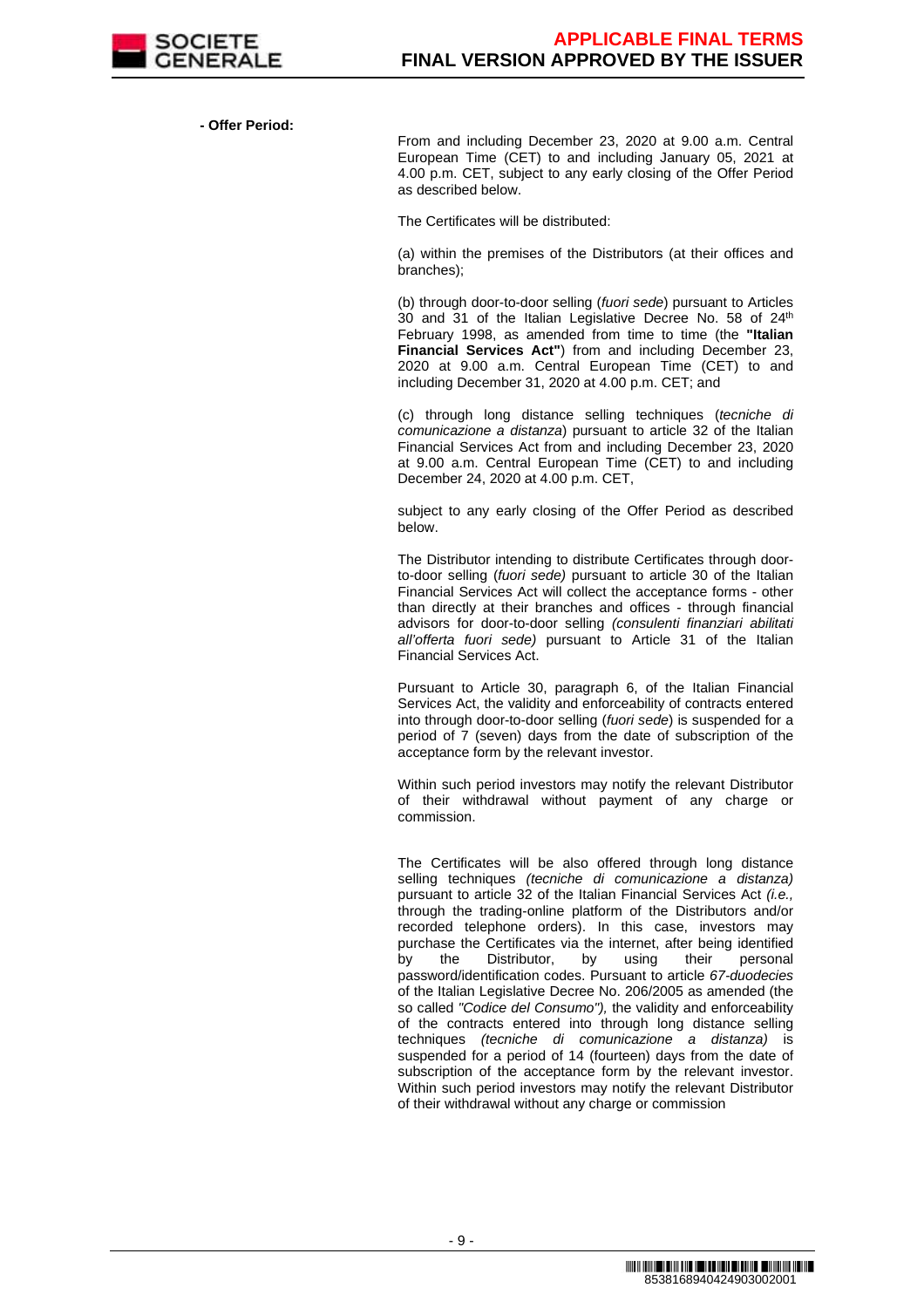**- Offer Period:**

From and including December 23, 2020 at 9.00 a.m. Central European Time (CET) to and including January 05, 2021 at 4.00 p.m. CET, subject to any early closing of the Offer Period as described below.

The Certificates will be distributed:

(a) within the premises of the Distributors (at their offices and branches);

(b) through door-to-door selling (*fuori sede*) pursuant to Articles 30 and 31 of the Italian Legislative Decree No. 58 of 24th February 1998, as amended from time to time (the **"Italian Financial Services Act"**) from and including December 23, 2020 at 9.00 a.m. Central European Time (CET) to and including December 31, 2020 at 4.00 p.m. CET; and

(c) through long distance selling techniques (*tecniche di comunicazione a distanza*) pursuant to article 32 of the Italian Financial Services Act from and including December 23, 2020 at 9.00 a.m. Central European Time (CET) to and including December 24, 2020 at 4.00 p.m. CET,

subject to any early closing of the Offer Period as described below.

The Distributor intending to distribute Certificates through door-to-door selling (*fuori sede)* pursuant to article 30 of the Italian Financial Services Act will collect the acceptance forms - other than directly at their branches and offices - through financial advisors for door-to-door selling *(consulenti finanziari abilitati all'offerta fuori sede)* pursuant to Article 31 of the Italian Financial Services Act.

Pursuant to Article 30, paragraph 6, of the Italian Financial Services Act, the validity and enforceability of contracts entered into through door-to-door selling (*fuori sede*) is suspended for a period of 7 (seven) days from the date of subscription of the acceptance form by the relevant investor.

Within such period investors may notify the relevant Distributor of their withdrawal without payment of any charge or commission.

The Certificates will be also offered through long distance selling techniques *(tecniche di comunicazione a distanza)* pursuant to article 32 of the Italian Financial Services Act *(i.e.,* through the trading-online platform of the Distributors and/or recorded telephone orders). In this case, investors may purchase the Certificates via the internet, after being identified by the Distributor, by using their personal password/identification codes. Pursuant to article *67-duodecies* of the Italian Legislative Decree No. 206/2005 as amended (the so called *"Codice del Consumo"),* the validity and enforceability of the contracts entered into through long distance selling techniques *(tecniche di comunicazione a distanza)* is suspended for a period of 14 (fourteen) days from the date of subscription of the acceptance form by the relevant investor. Within such period investors may notify the relevant Distributor of their withdrawal without any charge or commission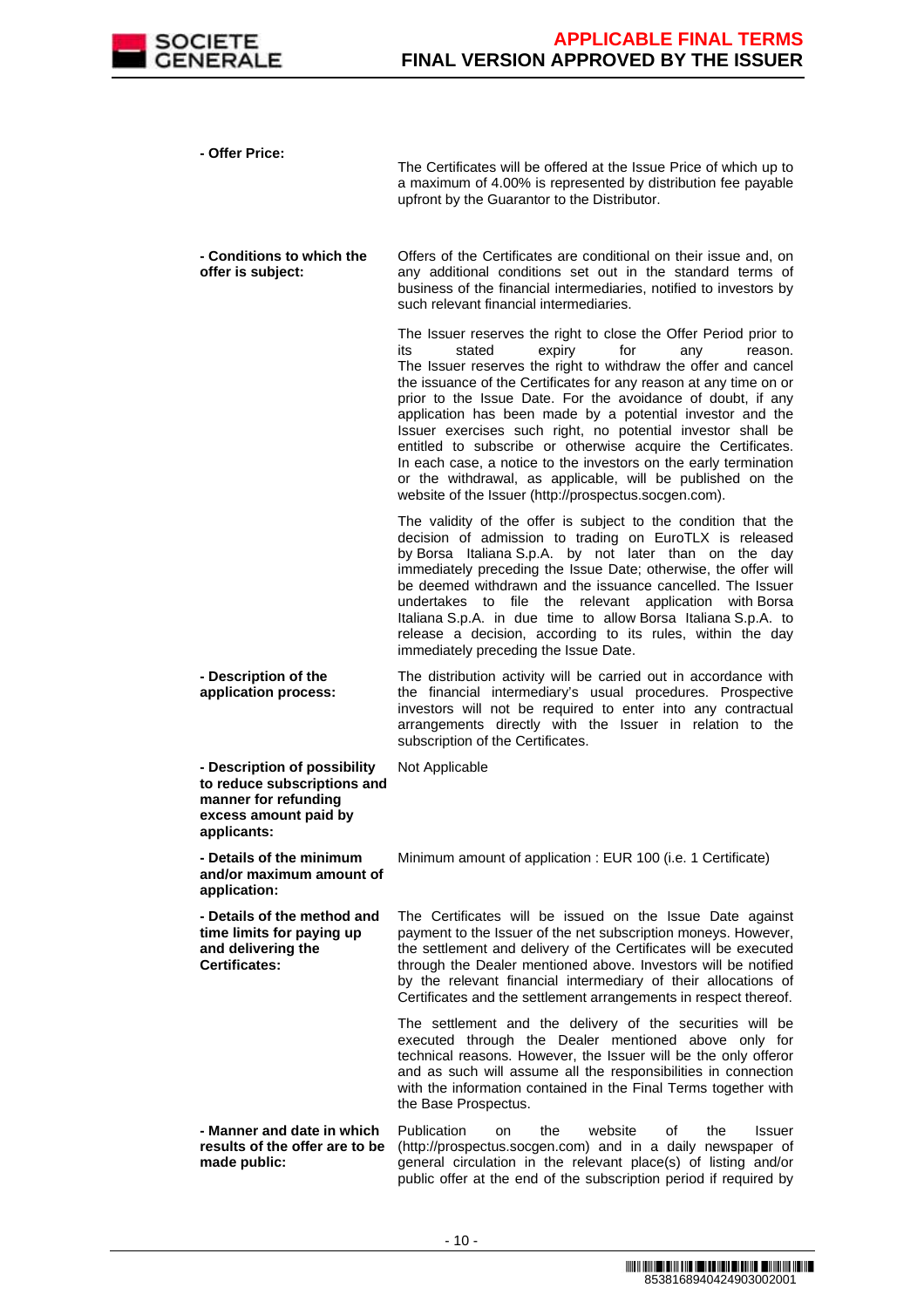| | |
|---|---|
| **- Offer Price:** | The Certificates will be offered at the Issue Price of which up to a maximum of 4.00% is represented by distribution fee payable upfront by the Guarantor to the Distributor. |
| **- Conditions to which the offer is subject:** | Offers of the Certificates are conditional on their issue and, on any additional conditions set out in the standard terms of business of the financial intermediaries, notified to investors by such relevant financial intermediaries.<br><br>The Issuer reserves the right to close the Offer Period prior to its stated expiry for any reason. The Issuer reserves the right to withdraw the offer and cancel the issuance of the Certificates for any reason at any time on or prior to the Issue Date. For the avoidance of doubt, if any application has been made by a potential investor and the Issuer exercises such right, no potential investor shall be entitled to subscribe or otherwise acquire the Certificates. In each case, a notice to the investors on the early termination or the withdrawal, as applicable, will be published on the website of the Issuer (http://prospectus.socgen.com).<br><br>The validity of the offer is subject to the condition that the decision of admission to trading on EuroTLX is released by Borsa Italiana S.p.A. by not later than on the day immediately preceding the Issue Date; otherwise, the offer will be deemed withdrawn and the issuance cancelled. The Issuer undertakes to file the relevant application with Borsa Italiana S.p.A. in due time to allow Borsa Italiana S.p.A. to release a decision, according to its rules, within the day immediately preceding the Issue Date. |
| **- Description of the application process:** | The distribution activity will be carried out in accordance with the financial intermediary's usual procedures. Prospective investors will not be required to enter into any contractual arrangements directly with the Issuer in relation to the subscription of the Certificates. |
| **- Description of possibility to reduce subscriptions and manner for refunding excess amount paid by applicants:** | Not Applicable |
| **- Details of the minimum and/or maximum amount of application:** | Minimum amount of application : EUR 100 (i.e. 1 Certificate) |
| **- Details of the method and time limits for paying up and delivering the Certificates:** | The Certificates will be issued on the Issue Date against payment to the Issuer of the net subscription moneys. However, the settlement and delivery of the Certificates will be executed through the Dealer mentioned above. Investors will be notified by the relevant financial intermediary of their allocations of Certificates and the settlement arrangements in respect thereof.<br><br>The settlement and the delivery of the securities will be executed through the Dealer mentioned above only for technical reasons. However, the Issuer will be the only offeror and as such will assume all the responsibilities in connection with the information contained in the Final Terms together with the Base Prospectus. |
| **- Manner and date in which results of the offer are to be made public:** | Publication on the website of the Issuer (http://prospectus.socgen.com) and in a daily newspaper of general circulation in the relevant place(s) of listing and/or public offer at the end of the subscription period if required by |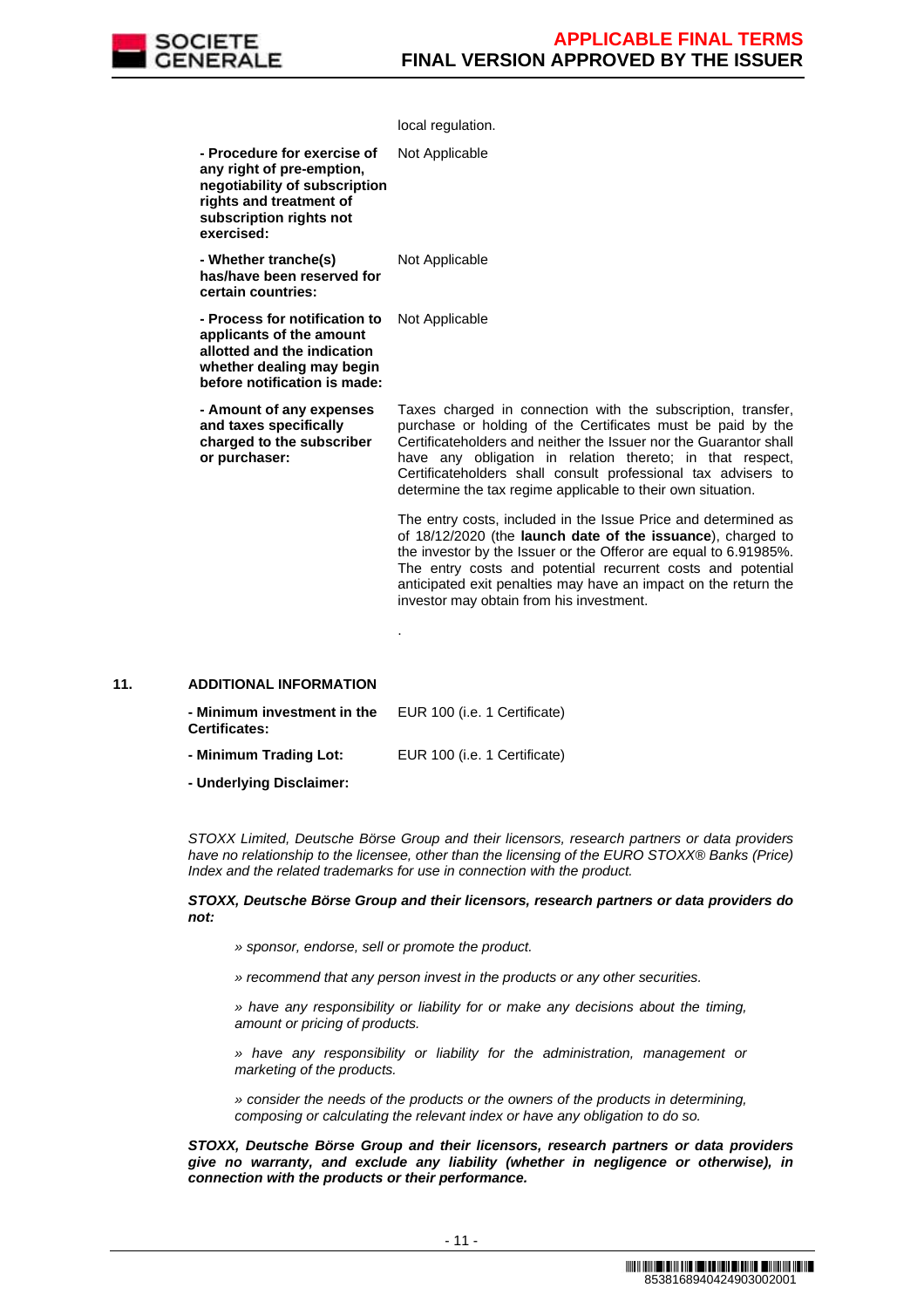| | |
|---|---|
| | local regulation. |
| **- Procedure for exercise of any right of pre-emption, negotiability of subscription rights and treatment of subscription rights not exercised:** | Not Applicable |
| **- Whether tranche(s) has/have been reserved for certain countries:** | Not Applicable |
| **- Process for notification to applicants of the amount allotted and the indication whether dealing may begin before notification is made:** | Not Applicable |
| **- Amount of any expenses and taxes specifically charged to the subscriber or purchaser:** | Taxes charged in connection with the subscription, transfer, purchase or holding of the Certificates must be paid by the Certificateholders and neither the Issuer nor the Guarantor shall have any obligation in relation thereto; in that respect, Certificateholders shall consult professional tax advisers to determine the tax regime applicable to their own situation.<br><br>The entry costs, included in the Issue Price and determined as of 18/12/2020 (the **launch date of the issuance**), charged to the investor by the Issuer or the Offeror are equal to 6.91985%. The entry costs and potential recurrent costs and potential anticipated exit penalties may have an impact on the return the investor may obtain from his investment.<br><br>. |

## 11. ADDITIONAL INFORMATION

| | |
|---|---|
| **- Minimum investment in the Certificates:** | EUR 100 (i.e. 1 Certificate) |
| **- Minimum Trading Lot:** | EUR 100 (i.e. 1 Certificate) |

**- Underlying Disclaimer:**

*STOXX Limited, Deutsche Börse Group and their licensors, research partners or data providers have no relationship to the licensee, other than the licensing of the EURO STOXX® Banks (Price) Index and the related trademarks for use in connection with the product.*

***STOXX, Deutsche Börse Group and their licensors, research partners or data providers do not:***

*» sponsor, endorse, sell or promote the product.*

*» recommend that any person invest in the products or any other securities.*

*» have any responsibility or liability for or make any decisions about the timing, amount or pricing of products.*

*» have any responsibility or liability for the administration, management or marketing of the products.*

*» consider the needs of the products or the owners of the products in determining, composing or calculating the relevant index or have any obligation to do so.*

***STOXX, Deutsche Börse Group and their licensors, research partners or data providers give no warranty, and exclude any liability (whether in negligence or otherwise), in connection with the products or their performance.***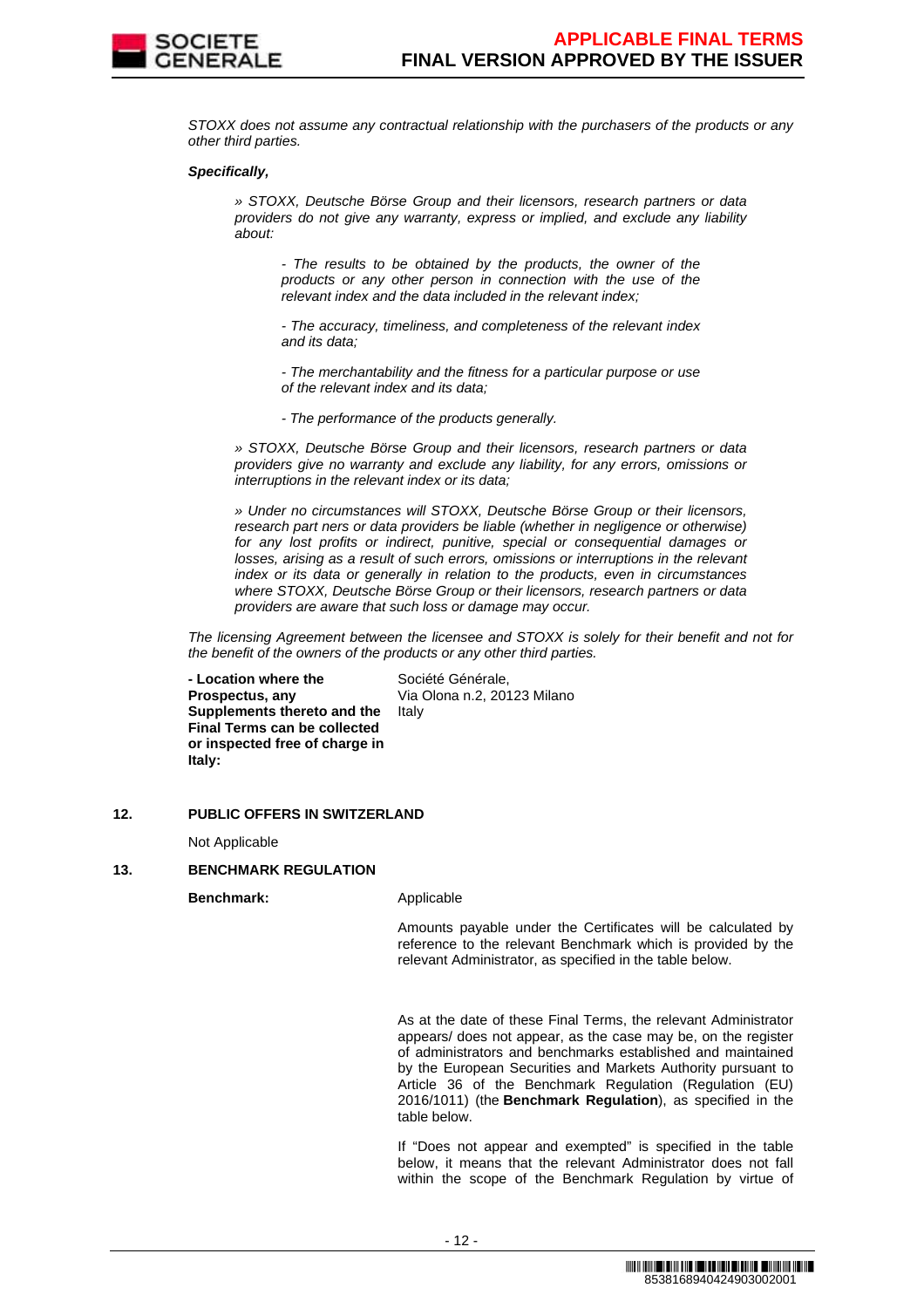*STOXX does not assume any contractual relationship with the purchasers of the products or any other third parties.*

***Specifically,***

*» STOXX, Deutsche Börse Group and their licensors, research partners or data providers do not give any warranty, express or implied, and exclude any liability about:*

*- The results to be obtained by the products, the owner of the products or any other person in connection with the use of the relevant index and the data included in the relevant index;*

*- The accuracy, timeliness, and completeness of the relevant index and its data;*

*- The merchantability and the fitness for a particular purpose or use of the relevant index and its data;*

*- The performance of the products generally.*

*» STOXX, Deutsche Börse Group and their licensors, research partners or data providers give no warranty and exclude any liability, for any errors, omissions or interruptions in the relevant index or its data;*

*» Under no circumstances will STOXX, Deutsche Börse Group or their licensors, research part ners or data providers be liable (whether in negligence or otherwise) for any lost profits or indirect, punitive, special or consequential damages or losses, arising as a result of such errors, omissions or interruptions in the relevant index or its data or generally in relation to the products, even in circumstances where STOXX, Deutsche Börse Group or their licensors, research partners or data providers are aware that such loss or damage may occur.*

*The licensing Agreement between the licensee and STOXX is solely for their benefit and not for the benefit of the owners of the products or any other third parties.*

| | |
|---|---|
| **- Location where the Prospectus, any Supplements thereto and the Final Terms can be collected or inspected free of charge in Italy:** | Société Générale, Via Olona n.2, 20123 Milano Italy |

## 12. PUBLIC OFFERS IN SWITZERLAND

Not Applicable

## 13. BENCHMARK REGULATION

**Benchmark:** Applicable

Amounts payable under the Certificates will be calculated by reference to the relevant Benchmark which is provided by the relevant Administrator, as specified in the table below.

As at the date of these Final Terms, the relevant Administrator appears/ does not appear, as the case may be, on the register of administrators and benchmarks established and maintained by the European Securities and Markets Authority pursuant to Article 36 of the Benchmark Regulation (Regulation (EU) 2016/1011) (the **Benchmark Regulation**), as specified in the table below.

If "Does not appear and exempted" is specified in the table below, it means that the relevant Administrator does not fall within the scope of the Benchmark Regulation by virtue of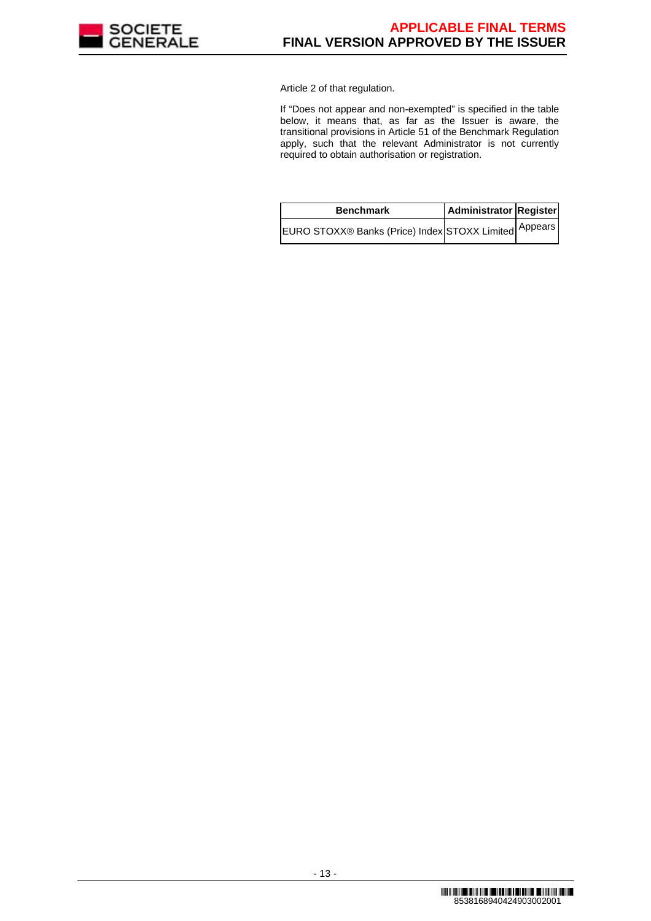Article 2 of that regulation.

If “Does not appear and non-exempted” is specified in the table below, it means that, as far as the Issuer is aware, the transitional provisions in Article 51 of the Benchmark Regulation apply, such that the relevant Administrator is not currently required to obtain authorisation or registration.

| Benchmark | Administrator | Register |
| --- | --- | --- |
| EURO STOXX® Banks (Price) Index | STOXX Limited | Appears |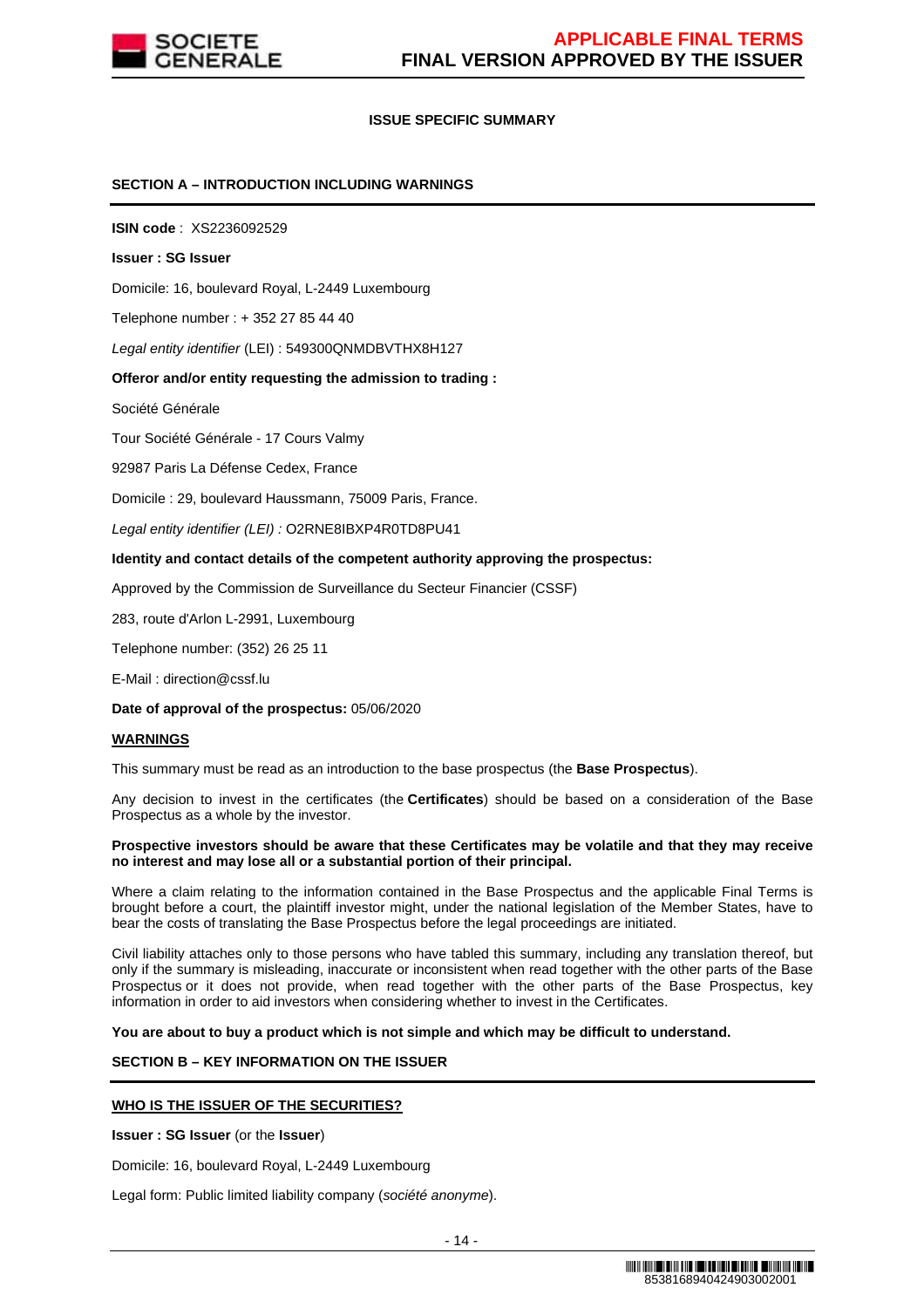**ISSUE SPECIFIC SUMMARY**

**SECTION A – INTRODUCTION INCLUDING WARNINGS**

**ISIN code** : XS2236092529

**Issuer : SG Issuer**

Domicile: 16, boulevard Royal, L-2449 Luxembourg

Telephone number : + 352 27 85 44 40

*Legal entity identifier* (LEI) : 549300QNMDBVTHX8H127

**Offeror and/or entity requesting the admission to trading :**

Société Générale

Tour Société Générale - 17 Cours Valmy

92987 Paris La Défense Cedex, France

Domicile : 29, boulevard Haussmann, 75009 Paris, France.

*Legal entity identifier (LEI) :* O2RNE8IBXP4R0TD8PU41

**Identity and contact details of the competent authority approving the prospectus:**

Approved by the Commission de Surveillance du Secteur Financier (CSSF)

283, route d'Arlon L-2991, Luxembourg

Telephone number: (352) 26 25 11

E-Mail : direction@cssf.lu

**Date of approval of the prospectus:** 05/06/2020

**WARNINGS**

This summary must be read as an introduction to the base prospectus (the **Base Prospectus**).

Any decision to invest in the certificates (the **Certificates**) should be based on a consideration of the Base Prospectus as a whole by the investor.

**Prospective investors should be aware that these Certificates may be volatile and that they may receive no interest and may lose all or a substantial portion of their principal.**

Where a claim relating to the information contained in the Base Prospectus and the applicable Final Terms is brought before a court, the plaintiff investor might, under the national legislation of the Member States, have to bear the costs of translating the Base Prospectus before the legal proceedings are initiated.

Civil liability attaches only to those persons who have tabled this summary, including any translation thereof, but only if the summary is misleading, inaccurate or inconsistent when read together with the other parts of the Base Prospectus or it does not provide, when read together with the other parts of the Base Prospectus, key information in order to aid investors when considering whether to invest in the Certificates.

**You are about to buy a product which is not simple and which may be difficult to understand.**

**SECTION B – KEY INFORMATION ON THE ISSUER**

**WHO IS THE ISSUER OF THE SECURITIES?**

**Issuer : SG Issuer** (or the **Issuer**)

Domicile: 16, boulevard Royal, L-2449 Luxembourg

Legal form: Public limited liability company (*société anonyme*).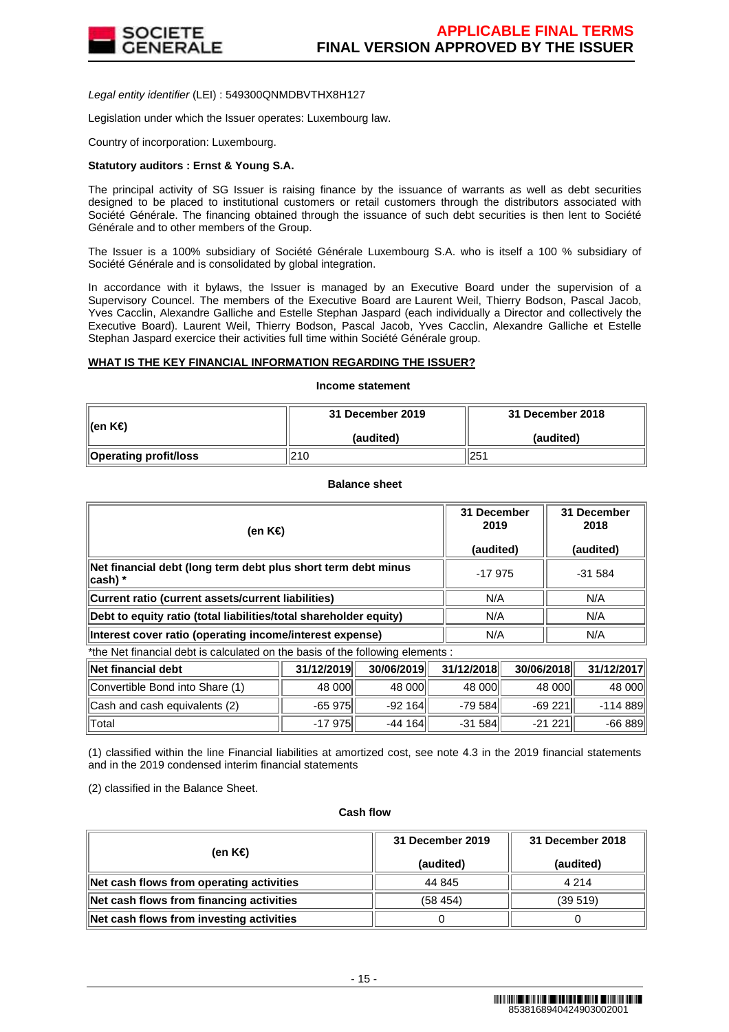*Legal entity identifier* (LEI) : 549300QNMDBVTHX8H127

Legislation under which the Issuer operates: Luxembourg law.

Country of incorporation: Luxembourg.

**Statutory auditors : Ernst & Young S.A.**

The principal activity of SG Issuer is raising finance by the issuance of warrants as well as debt securities designed to be placed to institutional customers or retail customers through the distributors associated with Société Générale. The financing obtained through the issuance of such debt securities is then lent to Société Générale and to other members of the Group.

The Issuer is a 100% subsidiary of Société Générale Luxembourg S.A. who is itself a 100 % subsidiary of Société Générale and is consolidated by global integration.

In accordance with it bylaws, the Issuer is managed by an Executive Board under the supervision of a Supervisory Councel. The members of the Executive Board are Laurent Weil, Thierry Bodson, Pascal Jacob, Yves Cacclin, Alexandre Galliche and Estelle Stephan Jaspard (each individually a Director and collectively the Executive Board). Laurent Weil, Thierry Bodson, Pascal Jacob, Yves Cacclin, Alexandre Galliche et Estelle Stephan Jaspard exercice their activities full time within Société Générale group.

**WHAT IS THE KEY FINANCIAL INFORMATION REGARDING THE ISSUER?**

**Income statement**

| (en K€) | 31 December 2019 (audited) | 31 December 2018 (audited) |
|---|---|---|
| **Operating profit/loss** | 210 | 251 |

**Balance sheet**

| (en K€) | 31 December 2019 (audited) | 31 December 2018 (audited) |
|---|---|---|
| **Net financial debt (long term debt plus short term debt minus cash) *** | -17 975 | -31 584 |
| **Current ratio (current assets/current liabilities)** | N/A | N/A |
| **Debt to equity ratio (total liabilities/total shareholder equity)** | N/A | N/A |
| **Interest cover ratio (operating income/interest expense)** | N/A | N/A |

*the Net financial debt is calculated on the basis of the following elements :

| Net financial debt | 31/12/2019 | 30/06/2019 | 31/12/2018 | 30/06/2018 | 31/12/2017 |
|---|---|---|---|---|---|
| Convertible Bond into Share (1) | 48 000 | 48 000 | 48 000 | 48 000 | 48 000 |
| Cash and cash equivalents (2) | -65 975 | -92 164 | -79 584 | -69 221 | -114 889 |
| Total | -17 975 | -44 164 | -31 584 | -21 221 | -66 889 |

(1) classified within the line Financial liabilities at amortized cost, see note 4.3 in the 2019 financial statements and in the 2019 condensed interim financial statements

(2) classified in the Balance Sheet.

**Cash flow**

| (en K€) | 31 December 2019 (audited) | 31 December 2018 (audited) |
|---|---|---|
| **Net cash flows from operating activities** | 44 845 | 4 214 |
| **Net cash flows from financing activities** | (58 454) | (39 519) |
| **Net cash flows from investing activities** | 0 | 0 |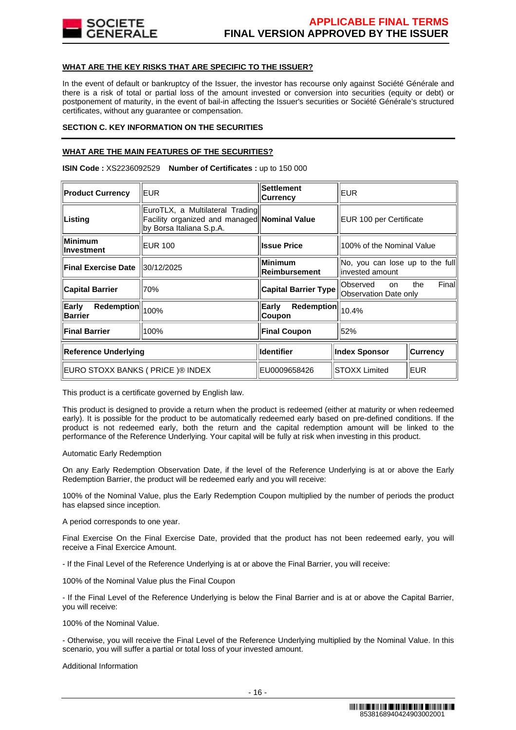**WHAT ARE THE KEY RISKS THAT ARE SPECIFIC TO THE ISSUER?**

In the event of default or bankruptcy of the Issuer, the investor has recourse only against Société Générale and there is a risk of total or partial loss of the amount invested or conversion into securities (equity or debt) or postponement of maturity, in the event of bail-in affecting the Issuer's securities or Société Générale's structured certificates, without any guarantee or compensation.

**SECTION C. KEY INFORMATION ON THE SECURITIES**

**WHAT ARE THE MAIN FEATURES OF THE SECURITIES?**

**ISIN Code :** XS2236092529 **Number of Certificates :** up to 150 000

| **Product Currency** | EUR | **Settlement Currency** | EUR | |
|---|---|---|---|---|
| **Listing** | EuroTLX, a Multilateral Trading Facility organized and managed by Borsa Italiana S.p.A. | **Nominal Value** | EUR 100 per Certificate | |
| **Minimum Investment** | EUR 100 | **Issue Price** | 100% of the Nominal Value | |
| **Final Exercise Date** | 30/12/2025 | **Minimum Reimbursement** | No, you can lose up to the full invested amount | |
| **Capital Barrier** | 70% | **Capital Barrier Type** | Observed on the Final Observation Date only | |
| **Early Redemption Barrier** | 100% | **Early Redemption Coupon** | 10.4% | |
| **Final Barrier** | 100% | **Final Coupon** | 52% | |
| **Reference Underlying** | | **Identifier** | **Index Sponsor** | **Currency** |
| EURO STOXX BANKS ( PRICE )® INDEX | | EU0009658426 | STOXX Limited | EUR |

This product is a certificate governed by English law.

This product is designed to provide a return when the product is redeemed (either at maturity or when redeemed early). It is possible for the product to be automatically redeemed early based on pre-defined conditions. If the product is not redeemed early, both the return and the capital redemption amount will be linked to the performance of the Reference Underlying. Your capital will be fully at risk when investing in this product.

Automatic Early Redemption

On any Early Redemption Observation Date, if the level of the Reference Underlying is at or above the Early Redemption Barrier, the product will be redeemed early and you will receive:

100% of the Nominal Value, plus the Early Redemption Coupon multiplied by the number of periods the product has elapsed since inception.

A period corresponds to one year.

Final Exercise On the Final Exercise Date, provided that the product has not been redeemed early, you will receive a Final Exercise Amount.

- If the Final Level of the Reference Underlying is at or above the Final Barrier, you will receive:

100% of the Nominal Value plus the Final Coupon

- If the Final Level of the Reference Underlying is below the Final Barrier and is at or above the Capital Barrier, you will receive:

100% of the Nominal Value.

- Otherwise, you will receive the Final Level of the Reference Underlying multiplied by the Nominal Value. In this scenario, you will suffer a partial or total loss of your invested amount.

Additional Information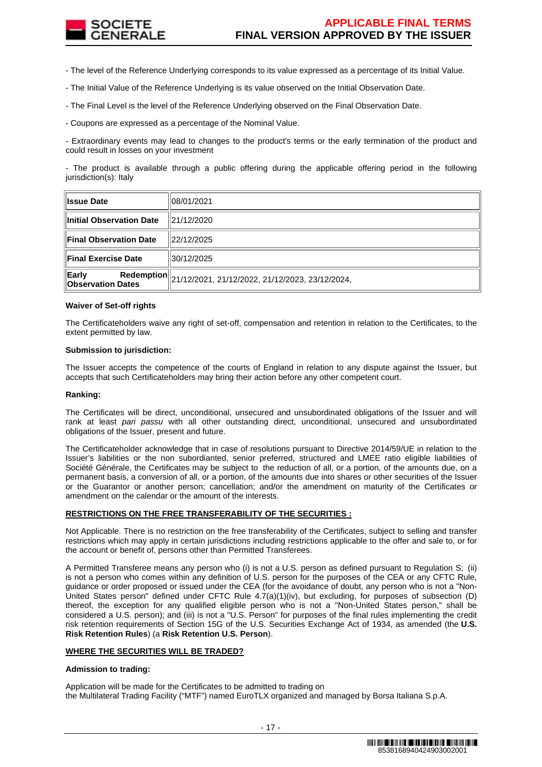- The level of the Reference Underlying corresponds to its value expressed as a percentage of its Initial Value.

- The Initial Value of the Reference Underlying is its value observed on the Initial Observation Date.

- The Final Level is the level of the Reference Underlying observed on the Final Observation Date.

- Coupons are expressed as a percentage of the Nominal Value.

- Extraordinary events may lead to changes to the product's terms or the early termination of the product and could result in losses on your investment

- The product is available through a public offering during the applicable offering period in the following jurisdiction(s): Italy

| | |
|---|---|
| **Issue Date** | 08/01/2021 |
| **Initial Observation Date** | 21/12/2020 |
| **Final Observation Date** | 22/12/2025 |
| **Final Exercise Date** | 30/12/2025 |
| **Early Redemption Observation Dates** | 21/12/2021, 21/12/2022, 21/12/2023, 23/12/2024, |

**Waiver of Set-off rights**

The Certificateholders waive any right of set-off, compensation and retention in relation to the Certificates, to the extent permitted by law.

**Submission to jurisdiction:**

The Issuer accepts the competence of the courts of England in relation to any dispute against the Issuer, but accepts that such Certificateholders may bring their action before any other competent court.

**Ranking:**

The Certificates will be direct, unconditional, unsecured and unsubordinated obligations of the Issuer and will rank at least *pari passu* with all other outstanding direct, unconditional, unsecured and unsubordinated obligations of the Issuer, present and future.

The Certificateholder acknowledge that in case of resolutions pursuant to Directive 2014/59/UE in relation to the Issuer's liabilities or the non subordianted, senior preferred, structured and LMEE ratio eligible liabilities of Société Générale, the Certificates may be subject to the reduction of all, or a portion, of the amounts due, on a permanent basis, a conversion of all, or a portion, of the amounts due into shares or other securities of the Issuer or the Guarantor or another person; cancellation; and/or the amendment on maturity of the Certificates or amendment on the calendar or the amount of the interests.

**<u>RESTRICTIONS ON THE FREE TRANSFERABILITY OF THE SECURITIES :</u>**

Not Applicable. There is no restriction on the free transferability of the Certificates, subject to selling and transfer restrictions which may apply in certain jurisdictions including restrictions applicable to the offer and sale to, or for the account or benefit of, persons other than Permitted Transferees.

A Permitted Transferee means any person who (i) is not a U.S. person as defined pursuant to Regulation S; (ii) is not a person who comes within any definition of U.S. person for the purposes of the CEA or any CFTC Rule, guidance or order proposed or issued under the CEA (for the avoidance of doubt, any person who is not a "Non-United States person" defined under CFTC Rule 4.7(a)(1)(iv), but excluding, for purposes of subsection (D) thereof, the exception for any qualified eligible person who is not a "Non-United States person," shall be considered a U.S. person); and (iii) is not a "U.S. Person" for purposes of the final rules implementing the credit risk retention requirements of Section 15G of the U.S. Securities Exchange Act of 1934, as amended (the **U.S. Risk Retention Rules**) (a **Risk Retention U.S. Person**).

**<u>WHERE THE SECURITIES WILL BE TRADED?</u>**

**Admission to trading:**

Application will be made for the Certificates to be admitted to trading on the Multilateral Trading Facility ("MTF") named EuroTLX organized and managed by Borsa Italiana S.p.A.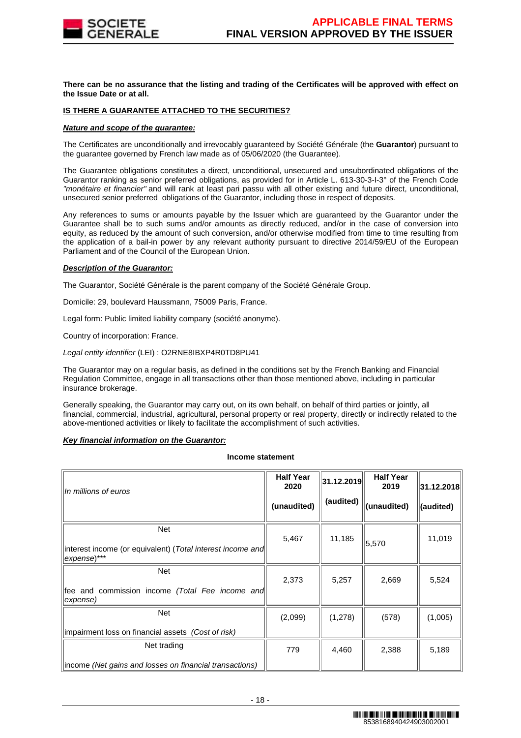**There can be no assurance that the listing and trading of the Certificates will be approved with effect on the Issue Date or at all.**

**IS THERE A GUARANTEE ATTACHED TO THE SECURITIES?**

***Nature and scope of the guarantee:***

The Certificates are unconditionally and irrevocably guaranteed by Société Générale (the **Guarantor**) pursuant to the guarantee governed by French law made as of 05/06/2020 (the Guarantee).

The Guarantee obligations constitutes a direct, unconditional, unsecured and unsubordinated obligations of the Guarantor ranking as senior preferred obligations, as provided for in Article L. 613-30-3-I-3° of the French Code *"monétaire et financier"* and will rank at least pari passu with all other existing and future direct, unconditional, unsecured senior preferred obligations of the Guarantor, including those in respect of deposits.

Any references to sums or amounts payable by the Issuer which are guaranteed by the Guarantor under the Guarantee shall be to such sums and/or amounts as directly reduced, and/or in the case of conversion into equity, as reduced by the amount of such conversion, and/or otherwise modified from time to time resulting from the application of a bail-in power by any relevant authority pursuant to directive 2014/59/EU of the European Parliament and of the Council of the European Union.

***Description of the Guarantor:***

The Guarantor, Société Générale is the parent company of the Société Générale Group.

Domicile: 29, boulevard Haussmann, 75009 Paris, France.

Legal form: Public limited liability company (société anonyme).

Country of incorporation: France.

*Legal entity identifier* (LEI) : O2RNE8IBXP4R0TD8PU41

The Guarantor may on a regular basis, as defined in the conditions set by the French Banking and Financial Regulation Committee, engage in all transactions other than those mentioned above, including in particular insurance brokerage.

Generally speaking, the Guarantor may carry out, on its own behalf, on behalf of third parties or jointly, all financial, commercial, industrial, agricultural, personal property or real property, directly or indirectly related to the above-mentioned activities or likely to facilitate the accomplishment of such activities.

***Key financial information on the Guarantor:***

**Income statement**

| *In millions of euros* | **Half Year 2020 (unaudited)** | **31.12.2019 (audited)** | **Half Year 2019 (unaudited)** | **31.12.2018 (audited)** |
|---|---|---|---|---|
| Net interest income (or equivalent) (*Total interest income and expense*)*** | 5,467 | 11,185 | 5,570 | 11,019 |
| Net fee and commission income *(Total Fee income and expense)* | 2,373 | 5,257 | 2,669 | 5,524 |
| Net impairment loss on financial assets *(Cost of risk)* | (2,099) | (1,278) | (578) | (1,005) |
| Net trading income *(Net gains and losses on financial transactions)* | 779 | 4,460 | 2,388 | 5,189 |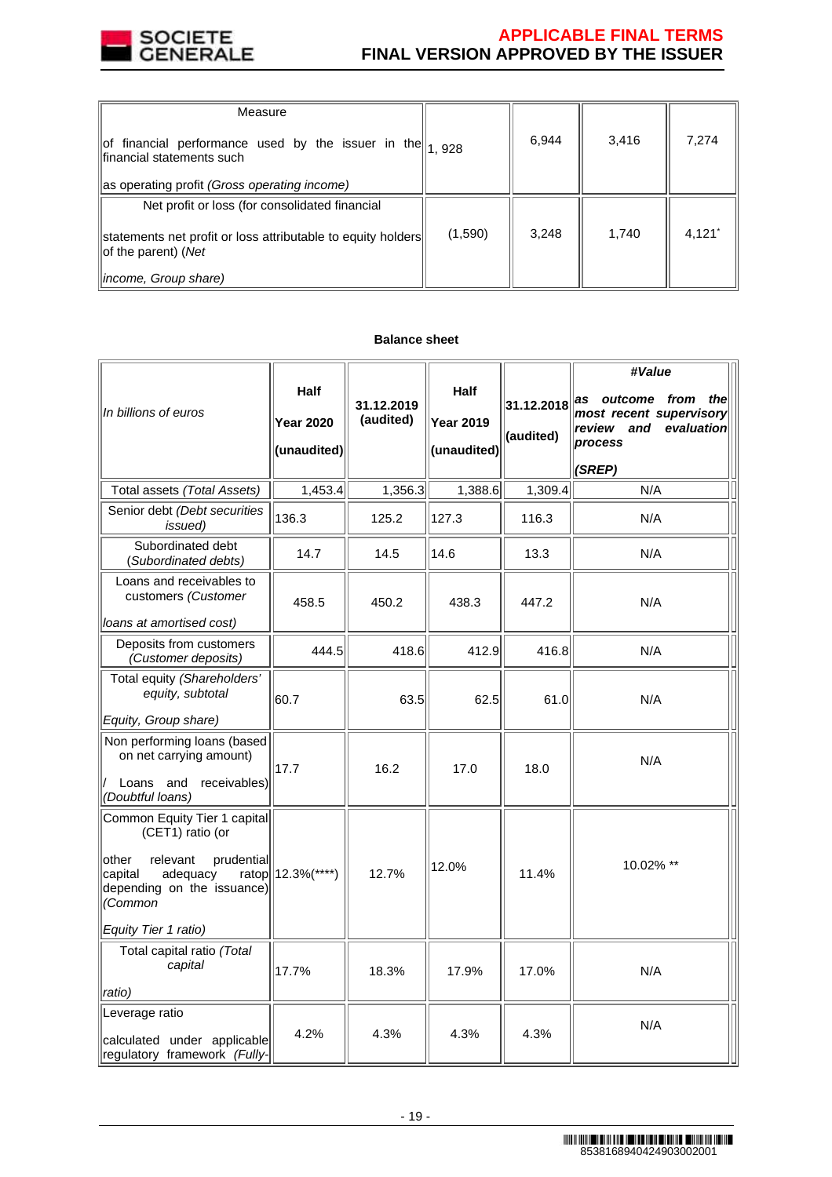| Measure of financial performance used by the issuer in the financial statements such as operating profit *(Gross operating income)* | 1, 928 | 6,944 | 3,416 | 7,274 |
|---|---|---|---|---|
| Net profit or loss (for consolidated financial statements net profit or loss attributable to equity holders of the parent) *(Net income, Group share)* | (1,590) | 3,248 | 1,740 | 4,121* |

**Balance sheet**

| *In billions of euros* | **Half Year 2020 (unaudited)** | **31.12.2019 (audited)** | **Half Year 2019 (unaudited)** | **31.12.2018 (audited)** | ***#Value as outcome from the most recent supervisory review and evaluation process (SREP)*** |
|---|---|---|---|---|---|
| Total assets *(Total Assets)* | 1,453.4 | 1,356.3 | 1,388.6 | 1,309.4 | N/A |
| Senior debt *(Debt securities issued)* | 136.3 | 125.2 | 127.3 | 116.3 | N/A |
| Subordinated debt *(Subordinated debts)* | 14.7 | 14.5 | 14.6 | 13.3 | N/A |
| Loans and receivables to customers *(Customer loans at amortised cost)* | 458.5 | 450.2 | 438.3 | 447.2 | N/A |
| Deposits from customers *(Customer deposits)* | 444.5 | 418.6 | 412.9 | 416.8 | N/A |
| Total equity *(Shareholders' equity, subtotal Equity, Group share)* | 60.7 | 63.5 | 62.5 | 61.0 | N/A |
| Non performing loans (based on net carrying amount) / Loans and receivables) *(Doubtful loans)* | 17.7 | 16.2 | 17.0 | 18.0 | N/A |
| Common Equity Tier 1 capital (CET1) ratio (or other relevant prudential capital adequacy ratop depending on the issuance) *(Common Equity Tier 1 ratio)* | 12.3%(****) | 12.7% | 12.0% | 11.4% | 10.02% ** |
| Total capital ratio *(Total capital ratio)* | 17.7% | 18.3% | 17.9% | 17.0% | N/A |
| Leverage ratio calculated under applicable regulatory framework *(Fully-* | 4.2% | 4.3% | 4.3% | 4.3% | N/A |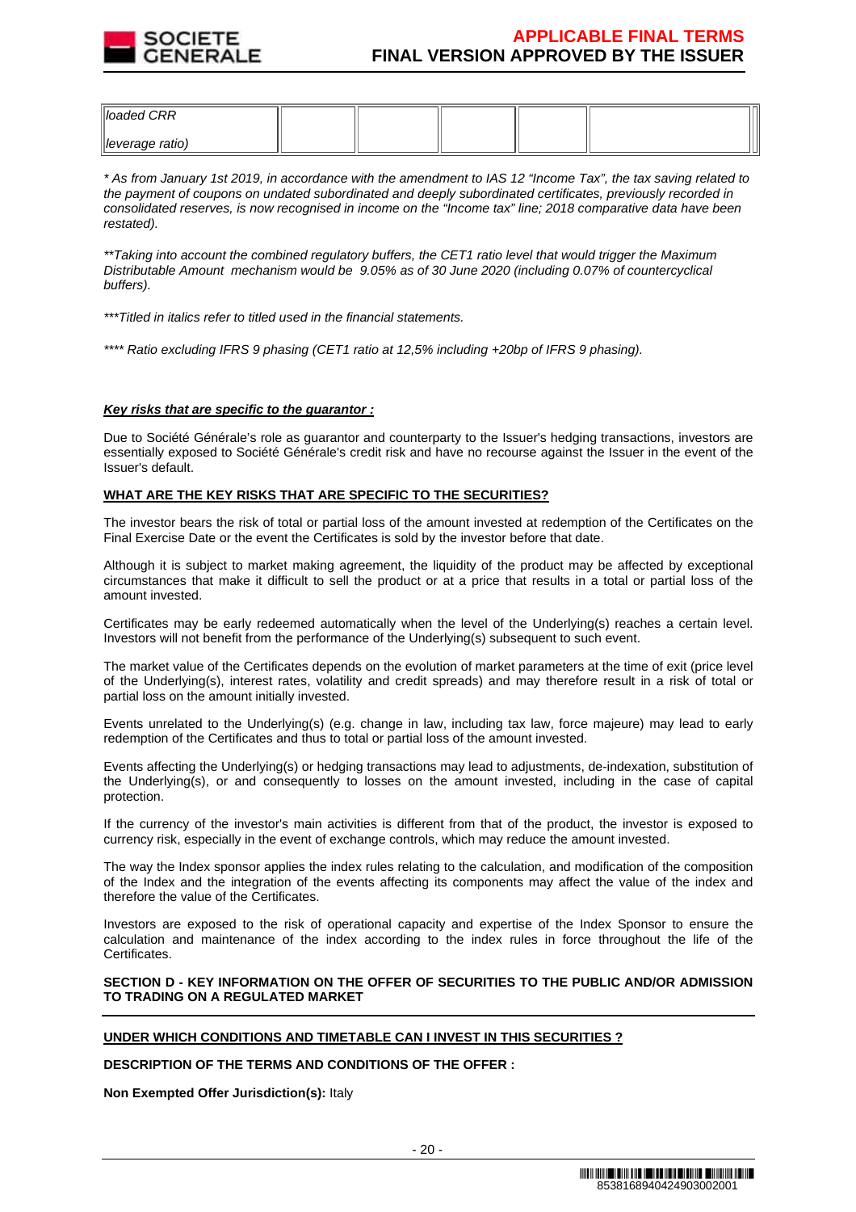| *loaded CRR leverage ratio)* | | | | | |
|---|---|---|---|---|---|

*\* As from January 1st 2019, in accordance with the amendment to IAS 12 "Income Tax", the tax saving related to the payment of coupons on undated subordinated and deeply subordinated certificates, previously recorded in consolidated reserves, is now recognised in income on the "Income tax" line; 2018 comparative data have been restated).*

*\*\*Taking into account the combined regulatory buffers, the CET1 ratio level that would trigger the Maximum Distributable Amount mechanism would be 9.05% as of 30 June 2020 (including 0.07% of countercyclical buffers).*

*\*\*\*Titled in italics refer to titled used in the financial statements.*

*\*\*\*\* Ratio excluding IFRS 9 phasing (CET1 ratio at 12,5% including +20bp of IFRS 9 phasing).*

***Key risks that are specific to the guarantor :***

Due to Société Générale's role as guarantor and counterparty to the Issuer's hedging transactions, investors are essentially exposed to Société Générale's credit risk and have no recourse against the Issuer in the event of the Issuer's default.

**WHAT ARE THE KEY RISKS THAT ARE SPECIFIC TO THE SECURITIES?**

The investor bears the risk of total or partial loss of the amount invested at redemption of the Certificates on the Final Exercise Date or the event the Certificates is sold by the investor before that date.

Although it is subject to market making agreement, the liquidity of the product may be affected by exceptional circumstances that make it difficult to sell the product or at a price that results in a total or partial loss of the amount invested.

Certificates may be early redeemed automatically when the level of the Underlying(s) reaches a certain level. Investors will not benefit from the performance of the Underlying(s) subsequent to such event.

The market value of the Certificates depends on the evolution of market parameters at the time of exit (price level of the Underlying(s), interest rates, volatility and credit spreads) and may therefore result in a risk of total or partial loss on the amount initially invested.

Events unrelated to the Underlying(s) (e.g. change in law, including tax law, force majeure) may lead to early redemption of the Certificates and thus to total or partial loss of the amount invested.

Events affecting the Underlying(s) or hedging transactions may lead to adjustments, de-indexation, substitution of the Underlying(s), or and consequently to losses on the amount invested, including in the case of capital protection.

If the currency of the investor's main activities is different from that of the product, the investor is exposed to currency risk, especially in the event of exchange controls, which may reduce the amount invested.

The way the Index sponsor applies the index rules relating to the calculation, and modification of the composition of the Index and the integration of the events affecting its components may affect the value of the index and therefore the value of the Certificates.

Investors are exposed to the risk of operational capacity and expertise of the Index Sponsor to ensure the calculation and maintenance of the index according to the index rules in force throughout the life of the Certificates.

**SECTION D - KEY INFORMATION ON THE OFFER OF SECURITIES TO THE PUBLIC AND/OR ADMISSION TO TRADING ON A REGULATED MARKET**

**UNDER WHICH CONDITIONS AND TIMETABLE CAN I INVEST IN THIS SECURITIES ?**

**DESCRIPTION OF THE TERMS AND CONDITIONS OF THE OFFER :**

**Non Exempted Offer Jurisdiction(s):** Italy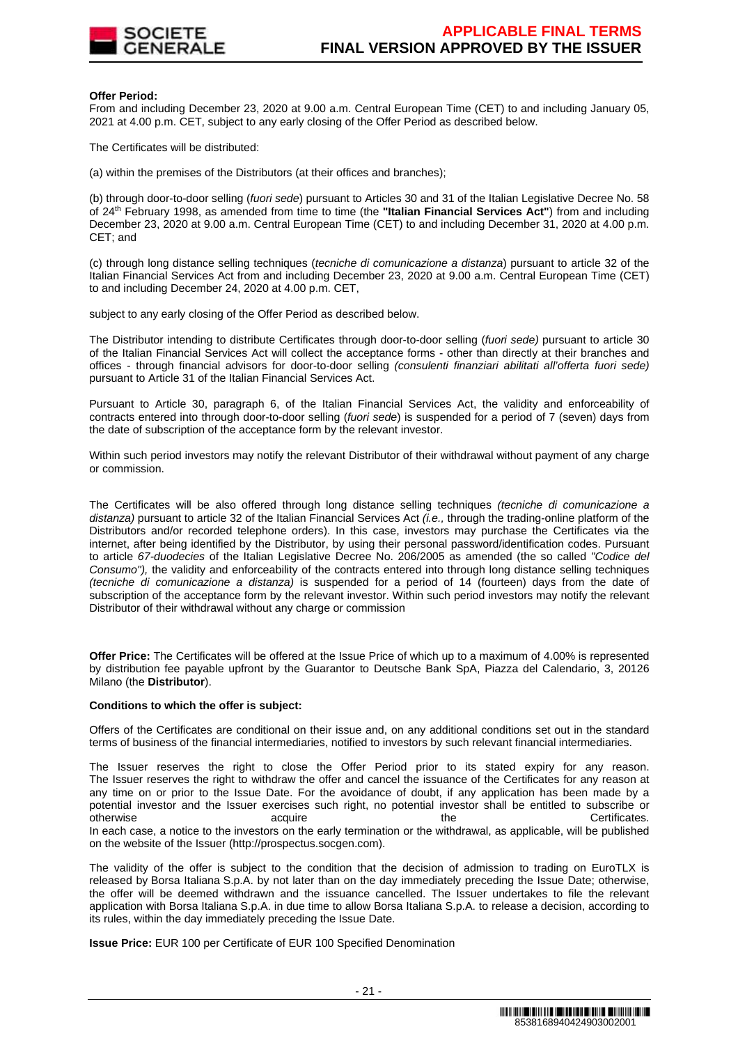**Offer Period:**
From and including December 23, 2020 at 9.00 a.m. Central European Time (CET) to and including January 05, 2021 at 4.00 p.m. CET, subject to any early closing of the Offer Period as described below.

The Certificates will be distributed:

(a) within the premises of the Distributors (at their offices and branches);

(b) through door-to-door selling (*fuori sede*) pursuant to Articles 30 and 31 of the Italian Legislative Decree No. 58 of 24th February 1998, as amended from time to time (the **"Italian Financial Services Act"**) from and including December 23, 2020 at 9.00 a.m. Central European Time (CET) to and including December 31, 2020 at 4.00 p.m. CET; and

(c) through long distance selling techniques (*tecniche di comunicazione a distanza*) pursuant to article 32 of the Italian Financial Services Act from and including December 23, 2020 at 9.00 a.m. Central European Time (CET) to and including December 24, 2020 at 4.00 p.m. CET,

subject to any early closing of the Offer Period as described below.

The Distributor intending to distribute Certificates through door-to-door selling (*fuori sede)* pursuant to article 30 of the Italian Financial Services Act will collect the acceptance forms - other than directly at their branches and offices - through financial advisors for door-to-door selling *(consulenti finanziari abilitati all'offerta fuori sede)* pursuant to Article 31 of the Italian Financial Services Act.

Pursuant to Article 30, paragraph 6, of the Italian Financial Services Act, the validity and enforceability of contracts entered into through door-to-door selling (*fuori sede*) is suspended for a period of 7 (seven) days from the date of subscription of the acceptance form by the relevant investor.

Within such period investors may notify the relevant Distributor of their withdrawal without payment of any charge or commission.

The Certificates will be also offered through long distance selling techniques *(tecniche di comunicazione a distanza)* pursuant to article 32 of the Italian Financial Services Act *(i.e.,* through the trading-online platform of the Distributors and/or recorded telephone orders). In this case, investors may purchase the Certificates via the internet, after being identified by the Distributor, by using their personal password/identification codes. Pursuant to article *67-duodecies* of the Italian Legislative Decree No. 206/2005 as amended (the so called *"Codice del Consumo"),* the validity and enforceability of the contracts entered into through long distance selling techniques *(tecniche di comunicazione a distanza)* is suspended for a period of 14 (fourteen) days from the date of subscription of the acceptance form by the relevant investor. Within such period investors may notify the relevant Distributor of their withdrawal without any charge or commission

**Offer Price:** The Certificates will be offered at the Issue Price of which up to a maximum of 4.00% is represented by distribution fee payable upfront by the Guarantor to Deutsche Bank SpA, Piazza del Calendario, 3, 20126 Milano (the **Distributor**).

**Conditions to which the offer is subject:**

Offers of the Certificates are conditional on their issue and, on any additional conditions set out in the standard terms of business of the financial intermediaries, notified to investors by such relevant financial intermediaries.

The Issuer reserves the right to close the Offer Period prior to its stated expiry for any reason. The Issuer reserves the right to withdraw the offer and cancel the issuance of the Certificates for any reason at any time on or prior to the Issue Date. For the avoidance of doubt, if any application has been made by a potential investor and the Issuer exercises such right, no potential investor shall be entitled to subscribe or otherwise acquire the Certificates.
In each case, a notice to the investors on the early termination or the withdrawal, as applicable, will be published on the website of the Issuer (http://prospectus.socgen.com).

The validity of the offer is subject to the condition that the decision of admission to trading on EuroTLX is released by Borsa Italiana S.p.A. by not later than on the day immediately preceding the Issue Date; otherwise, the offer will be deemed withdrawn and the issuance cancelled. The Issuer undertakes to file the relevant application with Borsa Italiana S.p.A. in due time to allow Borsa Italiana S.p.A. to release a decision, according to its rules, within the day immediately preceding the Issue Date.

**Issue Price:** EUR 100 per Certificate of EUR 100 Specified Denomination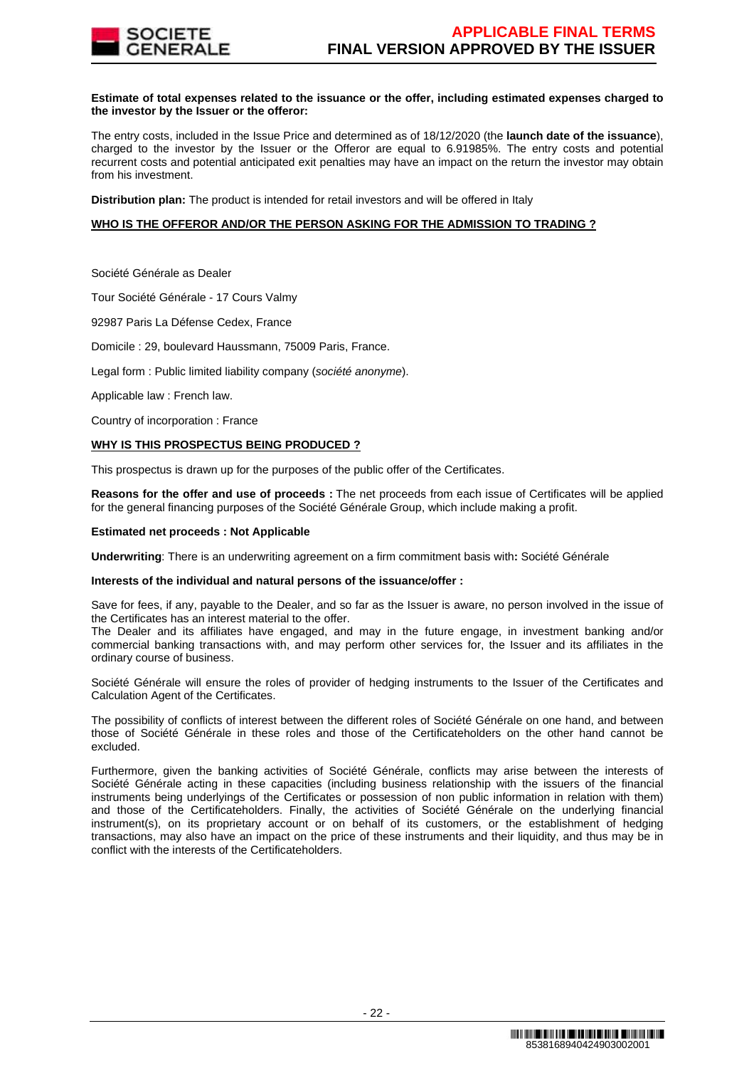**Estimate of total expenses related to the issuance or the offer, including estimated expenses charged to the investor by the Issuer or the offeror:**

The entry costs, included in the Issue Price and determined as of 18/12/2020 (the **launch date of the issuance**), charged to the investor by the Issuer or the Offeror are equal to 6.91985%. The entry costs and potential recurrent costs and potential anticipated exit penalties may have an impact on the return the investor may obtain from his investment.

**Distribution plan:** The product is intended for retail investors and will be offered in Italy

**WHO IS THE OFFEROR AND/OR THE PERSON ASKING FOR THE ADMISSION TO TRADING ?**

Société Générale as Dealer

Tour Société Générale - 17 Cours Valmy

92987 Paris La Défense Cedex, France

Domicile : 29, boulevard Haussmann, 75009 Paris, France.

Legal form : Public limited liability company (*société anonyme*).

Applicable law : French law.

Country of incorporation : France

**WHY IS THIS PROSPECTUS BEING PRODUCED ?**

This prospectus is drawn up for the purposes of the public offer of the Certificates.

**Reasons for the offer and use of proceeds :** The net proceeds from each issue of Certificates will be applied for the general financing purposes of the Société Générale Group, which include making a profit.

**Estimated net proceeds : Not Applicable**

**Underwriting**: There is an underwriting agreement on a firm commitment basis with**:** Société Générale

**Interests of the individual and natural persons of the issuance/offer :**

Save for fees, if any, payable to the Dealer, and so far as the Issuer is aware, no person involved in the issue of the Certificates has an interest material to the offer.
The Dealer and its affiliates have engaged, and may in the future engage, in investment banking and/or commercial banking transactions with, and may perform other services for, the Issuer and its affiliates in the ordinary course of business.

Société Générale will ensure the roles of provider of hedging instruments to the Issuer of the Certificates and Calculation Agent of the Certificates.

The possibility of conflicts of interest between the different roles of Société Générale on one hand, and between those of Société Générale in these roles and those of the Certificateholders on the other hand cannot be excluded.

Furthermore, given the banking activities of Société Générale, conflicts may arise between the interests of Société Générale acting in these capacities (including business relationship with the issuers of the financial instruments being underlyings of the Certificates or possession of non public information in relation with them) and those of the Certificateholders. Finally, the activities of Société Générale on the underlying financial instrument(s), on its proprietary account or on behalf of its customers, or the establishment of hedging transactions, may also have an impact on the price of these instruments and their liquidity, and thus may be in conflict with the interests of the Certificateholders.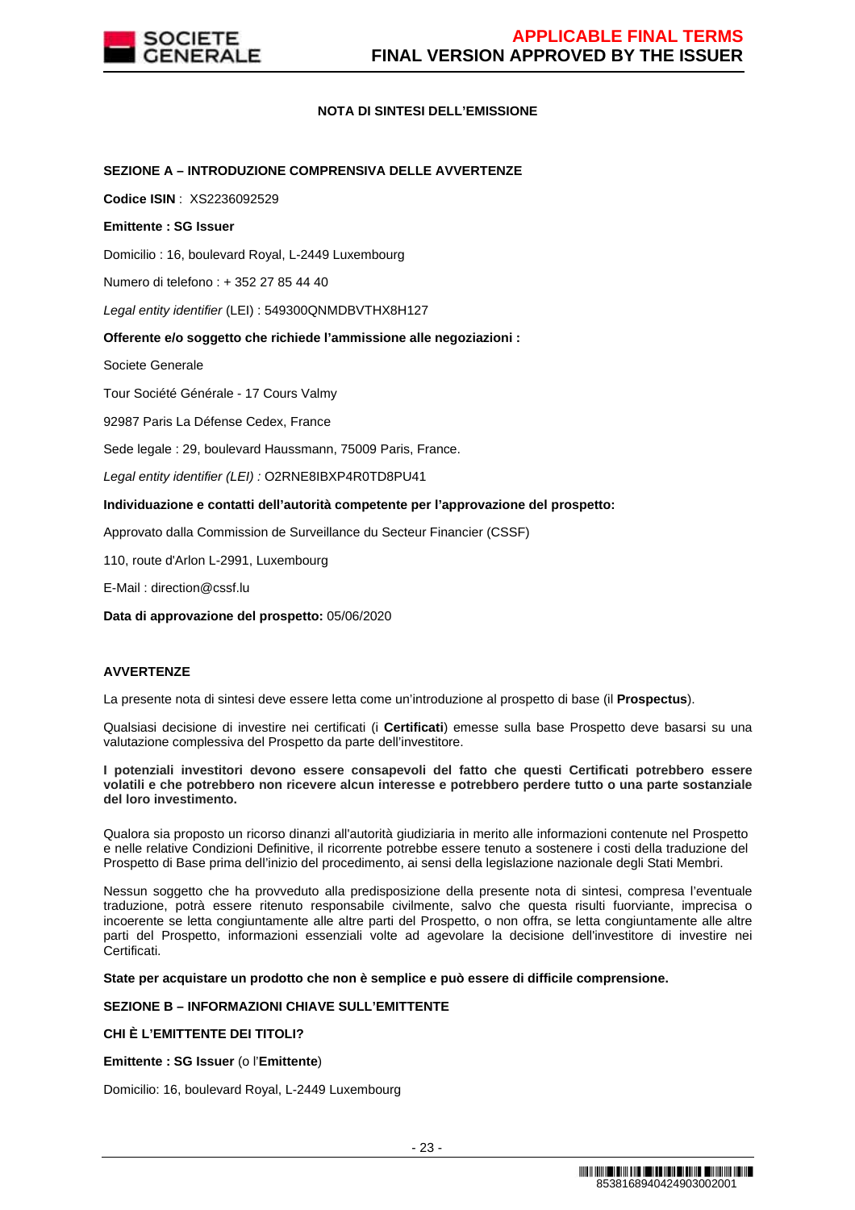## NOTA DI SINTESI DELL'EMISSIONE

**SEZIONE A – INTRODUZIONE COMPRENSIVA DELLE AVVERTENZE**

**Codice ISIN** : XS2236092529

**Emittente : SG Issuer**

Domicilio : 16, boulevard Royal, L-2449 Luxembourg

Numero di telefono : + 352 27 85 44 40

*Legal entity identifier* (LEI) : 549300QNMDBVTHX8H127

**Offerente e/o soggetto che richiede l'ammissione alle negoziazioni :**

Societe Generale

Tour Société Générale - 17 Cours Valmy

92987 Paris La Défense Cedex, France

Sede legale : 29, boulevard Haussmann, 75009 Paris, France.

*Legal entity identifier (LEI) :* O2RNE8IBXP4R0TD8PU41

**Individuazione e contatti dell'autorità competente per l'approvazione del prospetto:**

Approvato dalla Commission de Surveillance du Secteur Financier (CSSF)

110, route d'Arlon L-2991, Luxembourg

E-Mail : direction@cssf.lu

**Data di approvazione del prospetto:** 05/06/2020

**AVVERTENZE**

La presente nota di sintesi deve essere letta come un'introduzione al prospetto di base (il **Prospectus**).

Qualsiasi decisione di investire nei certificati (i **Certificati**) emesse sulla base Prospetto deve basarsi su una valutazione complessiva del Prospetto da parte dell'investitore.

**I potenziali investitori devono essere consapevoli del fatto che questi Certificati potrebbero essere volatili e che potrebbero non ricevere alcun interesse e potrebbero perdere tutto o una parte sostanziale del loro investimento.**

Qualora sia proposto un ricorso dinanzi all'autorità giudiziaria in merito alle informazioni contenute nel Prospetto e nelle relative Condizioni Definitive, il ricorrente potrebbe essere tenuto a sostenere i costi della traduzione del Prospetto di Base prima dell'inizio del procedimento, ai sensi della legislazione nazionale degli Stati Membri.

Nessun soggetto che ha provveduto alla predisposizione della presente nota di sintesi, compresa l'eventuale traduzione, potrà essere ritenuto responsabile civilmente, salvo che questa risulti fuorviante, imprecisa o incoerente se letta congiuntamente alle altre parti del Prospetto, o non offra, se letta congiuntamente alle altre parti del Prospetto, informazioni essenziali volte ad agevolare la decisione dell'investitore di investire nei Certificati.

**State per acquistare un prodotto che non è semplice e può essere di difficile comprensione.**

**SEZIONE B – INFORMAZIONI CHIAVE SULL'EMITTENTE**

**CHI È L'EMITTENTE DEI TITOLI?**

**Emittente : SG Issuer** (o l'**Emittente**)

Domicilio: 16, boulevard Royal, L-2449 Luxembourg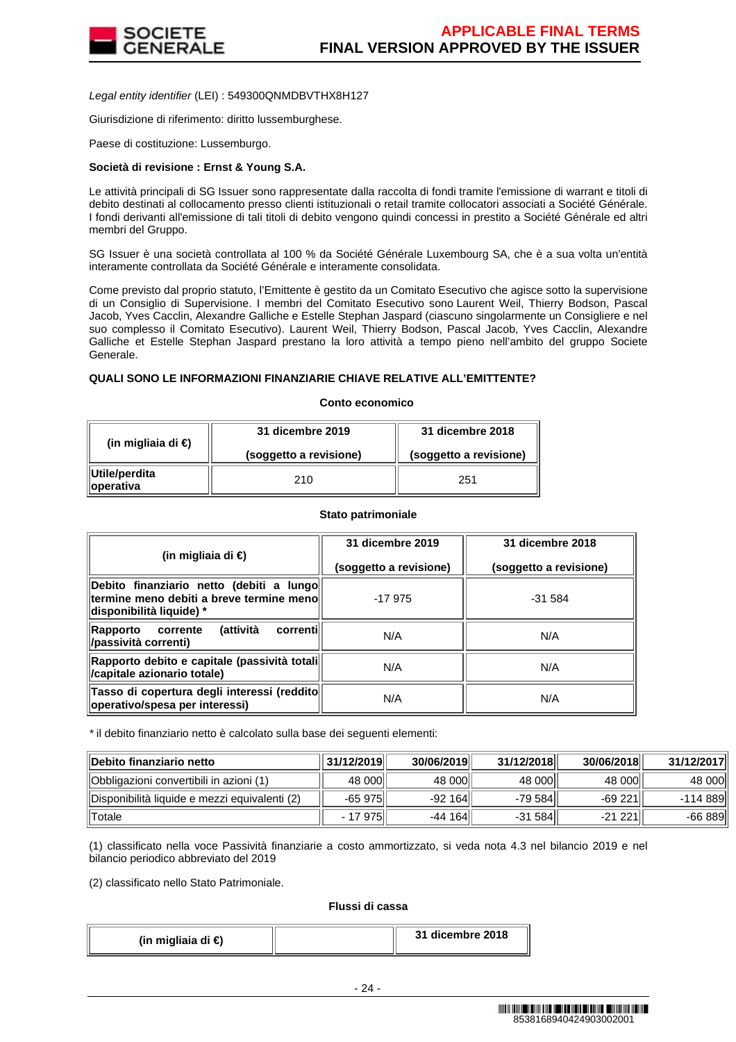*Legal entity identifier* (LEI) : 549300QNMDBVTHX8H127

Giurisdizione di riferimento: diritto lussemburghese.

Paese di costituzione: Lussemburgo.

**Società di revisione : Ernst & Young S.A.**

Le attività principali di SG Issuer sono rappresentate dalla raccolta di fondi tramite l'emissione di warrant e titoli di debito destinati al collocamento presso clienti istituzionali o retail tramite collocatori associati a Société Générale. I fondi derivanti all'emissione di tali titoli di debito vengono quindi concessi in prestito a Société Générale ed altri membri del Gruppo.

SG Issuer è una società controllata al 100 % da Société Générale Luxembourg SA, che è a sua volta un'entità interamente controllata da Société Générale e interamente consolidata.

Come previsto dal proprio statuto, l'Emittente è gestito da un Comitato Esecutivo che agisce sotto la supervisione di un Consiglio di Supervisione. I membri del Comitato Esecutivo sono Laurent Weil, Thierry Bodson, Pascal Jacob, Yves Cacclin, Alexandre Galliche e Estelle Stephan Jaspard (ciascuno singolarmente un Consigliere e nel suo complesso il Comitato Esecutivo). Laurent Weil, Thierry Bodson, Pascal Jacob, Yves Cacclin, Alexandre Galliche et Estelle Stephan Jaspard prestano la loro attività a tempo pieno nell'ambito del gruppo Societe Generale.

**QUALI SONO LE INFORMAZIONI FINANZIARIE CHIAVE RELATIVE ALL'EMITTENTE?**

**Conto economico**

| (in migliaia di €) | 31 dicembre 2019 (soggetto a revisione) | 31 dicembre 2018 (soggetto a revisione) |
|---|---|---|
| **Utile/perdita operativa** | 210 | 251 |

**Stato patrimoniale**

| (in migliaia di €) | 31 dicembre 2019 (soggetto a revisione) | 31 dicembre 2018 (soggetto a revisione) |
|---|---|---|
| **Debito finanziario netto (debiti a lungo termine meno debiti a breve termine meno disponibilità liquide) *** | -17 975 | -31 584 |
| **Rapporto corrente (attività correnti /passività correnti)** | N/A | N/A |
| **Rapporto debito e capitale (passività totali /capitale azionario totale)** | N/A | N/A |
| **Tasso di copertura degli interessi (reddito operativo/spesa per interessi)** | N/A | N/A |

* il debito finanziario netto è calcolato sulla base dei seguenti elementi:

| **Debito finanziario netto** | **31/12/2019** | **30/06/2019** | **31/12/2018** | **30/06/2018** | **31/12/2017** |
|---|---|---|---|---|---|
| Obbligazioni convertibili in azioni (1) | 48 000 | 48 000 | 48 000 | 48 000 | 48 000 |
| Disponibilità liquide e mezzi equivalenti (2) | -65 975 | -92 164 | -79 584 | -69 221 | -114 889 |
| Totale | - 17 975 | -44 164 | -31 584 | -21 221 | -66 889 |

(1) classificato nella voce Passività finanziarie a costo ammortizzato, si veda nota 4.3 nel bilancio 2019 e nel bilancio periodico abbreviato del 2019

(2) classificato nello Stato Patrimoniale.

**Flussi di cassa**

| (in migliaia di €) | | 31 dicembre 2018 |
|---|---|---|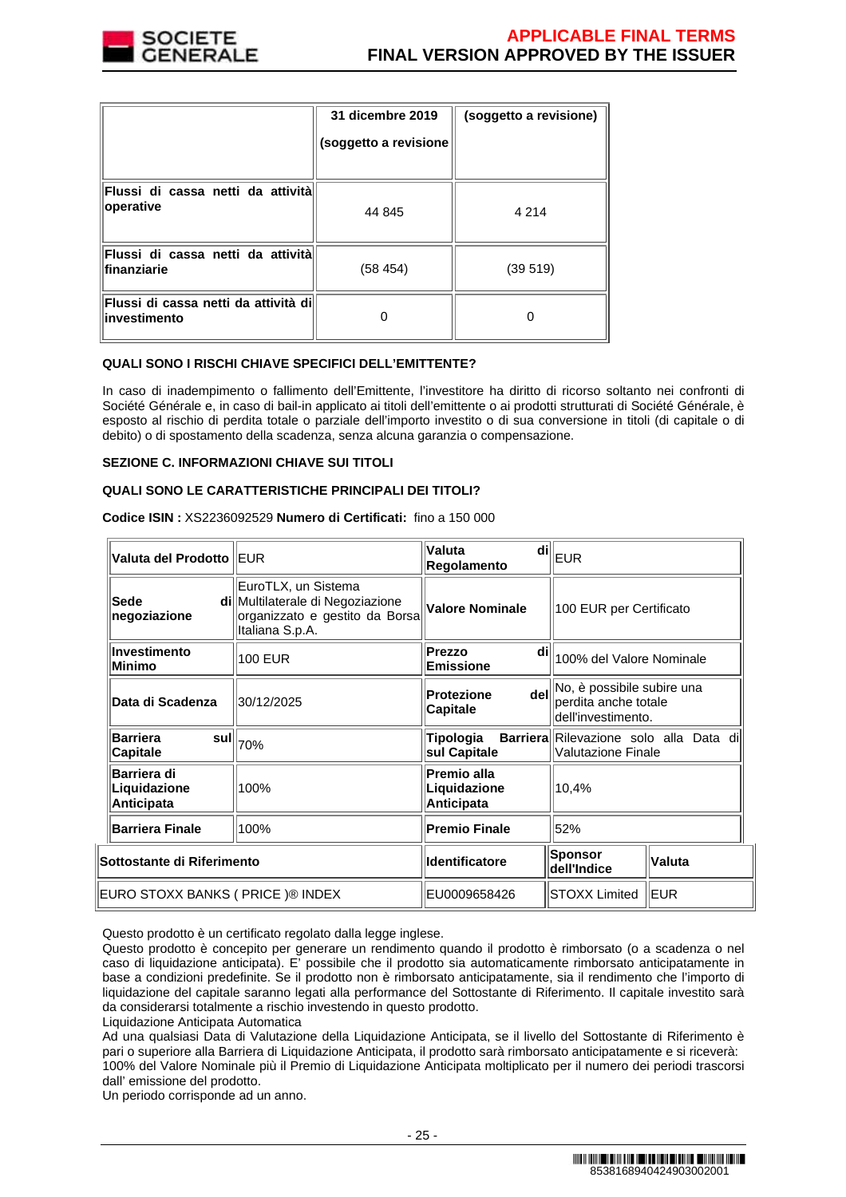| | 31 dicembre 2019<br><br>(soggetto a revisione | (soggetto a revisione) |
|---|---|---|
| **Flussi di cassa netti da attività operative** | 44 845 | 4 214 |
| **Flussi di cassa netti da attività finanziarie** | (58 454) | (39 519) |
| **Flussi di cassa netti da attività di investimento** | 0 | 0 |

**QUALI SONO I RISCHI CHIAVE SPECIFICI DELL'EMITTENTE?**

In caso di inadempimento o fallimento dell'Emittente, l'investitore ha diritto di ricorso soltanto nei confronti di Société Générale e, in caso di bail-in applicato ai titoli dell'emittente o ai prodotti strutturati di Société Générale, è esposto al rischio di perdita totale o parziale dell'importo investito o di sua conversione in titoli (di capitale o di debito) o di spostamento della scadenza, senza alcuna garanzia o compensazione.

**SEZIONE C. INFORMAZIONI CHIAVE SUI TITOLI**

**QUALI SONO LE CARATTERISTICHE PRINCIPALI DEI TITOLI?**

**Codice ISIN :** XS2236092529 **Numero di Certificati:** fino a 150 000

| | | | | |
|---|---|---|---|---|
| **Valuta del Prodotto** | EUR | **Valuta di Regolamento** | EUR | |
| **Sede di negoziazione** | EuroTLX, un Sistema Multilaterale di Negoziazione organizzato e gestito da Borsa Italiana S.p.A. | **Valore Nominale** | 100 EUR per Certificato | |
| **Investimento Minimo** | 100 EUR | **Prezzo di Emissione** | 100% del Valore Nominale | |
| **Data di Scadenza** | 30/12/2025 | **Protezione del Capitale** | No, è possibile subire una perdita anche totale dell'investimento. | |
| **Barriera sul Capitale** | 70% | **Tipologia Barriera sul Capitale** | Rilevazione solo alla Data di Valutazione Finale | |
| **Barriera di Liquidazione Anticipata** | 100% | **Premio alla Liquidazione Anticipata** | 10,4% | |
| **Barriera Finale** | 100% | **Premio Finale** | 52% | |
| **Sottostante di Riferimento** | | **Identificatore** | **Sponsor dell'Indice** | **Valuta** |
| EURO STOXX BANKS ( PRICE )® INDEX | | EU0009658426 | STOXX Limited | EUR |

Questo prodotto è un certificato regolato dalla legge inglese.
Questo prodotto è concepito per generare un rendimento quando il prodotto è rimborsato (o a scadenza o nel caso di liquidazione anticipata). E' possibile che il prodotto sia automaticamente rimborsato anticipatamente in base a condizioni predefinite. Se il prodotto non è rimborsato anticipatamente, sia il rendimento che l'importo di liquidazione del capitale saranno legati alla performance del Sottostante di Riferimento. Il capitale investito sarà da considerarsi totalmente a rischio investendo in questo prodotto.
Liquidazione Anticipata Automatica
Ad una qualsiasi Data di Valutazione della Liquidazione Anticipata, se il livello del Sottostante di Riferimento è pari o superiore alla Barriera di Liquidazione Anticipata, il prodotto sarà rimborsato anticipatamente e si riceverà:
100% del Valore Nominale più il Premio di Liquidazione Anticipata moltiplicato per il numero dei periodi trascorsi dall' emissione del prodotto.
Un periodo corrisponde ad un anno.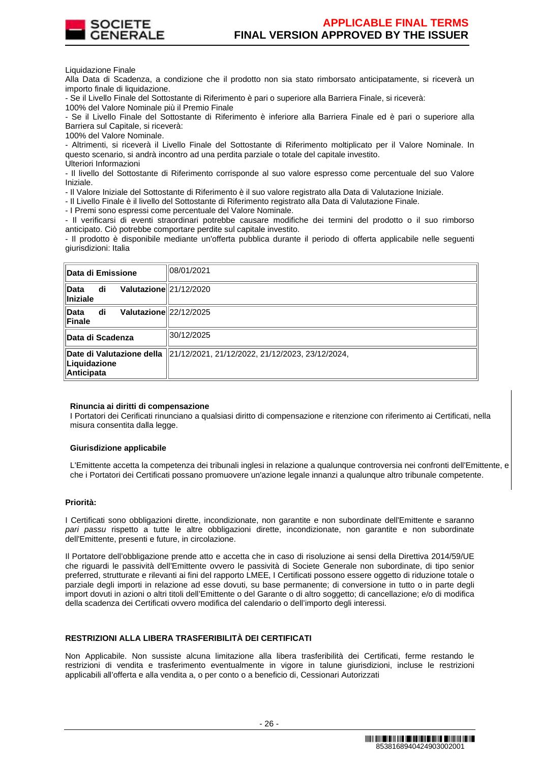Liquidazione Finale

Alla Data di Scadenza, a condizione che il prodotto non sia stato rimborsato anticipatamente, si riceverà un importo finale di liquidazione.

- Se il Livello Finale del Sottostante di Riferimento è pari o superiore alla Barriera Finale, si riceverà:

100% del Valore Nominale più il Premio Finale

- Se il Livello Finale del Sottostante di Riferimento è inferiore alla Barriera Finale ed è pari o superiore alla Barriera sul Capitale, si riceverà:

100% del Valore Nominale.

- Altrimenti, si riceverà il Livello Finale del Sottostante di Riferimento moltiplicato per il Valore Nominale. In questo scenario, si andrà incontro ad una perdita parziale o totale del capitale investito.

Ulteriori Informazioni

- Il livello del Sottostante di Riferimento corrisponde al suo valore espresso come percentuale del suo Valore Iniziale.
- Il Valore Iniziale del Sottostante di Riferimento è il suo valore registrato alla Data di Valutazione Iniziale.
- Il Livello Finale è il livello del Sottostante di Riferimento registrato alla Data di Valutazione Finale.
- I Premi sono espressi come percentuale del Valore Nominale.
- Il verificarsi di eventi straordinari potrebbe causare modifiche dei termini del prodotto o il suo rimborso anticipato. Ciò potrebbe comportare perdite sul capitale investito.
- Il prodotto è disponibile mediante un'offerta pubblica durante il periodo di offerta applicabile nelle seguenti giurisdizioni: Italia

| | |
|---|---|
| **Data di Emissione** | 08/01/2021 |
| **Data di Valutazione Iniziale** | 21/12/2020 |
| **Data di Valutazione Finale** | 22/12/2025 |
| **Data di Scadenza** | 30/12/2025 |
| **Date di Valutazione della Liquidazione Anticipata** | 21/12/2021, 21/12/2022, 21/12/2023, 23/12/2024, |

**Rinuncia ai diritti di compensazione**

I Portatori dei Cerificati rinunciano a qualsiasi diritto di compensazione e ritenzione con riferimento ai Certificati, nella misura consentita dalla legge.

**Giurisdizione applicabile**

L'Emittente accetta la competenza dei tribunali inglesi in relazione a qualunque controversia nei confronti dell'Emittente, e che i Portatori dei Certificati possano promuovere un'azione legale innanzi a qualunque altro tribunale competente.

**Priorità:**

I Certificati sono obbligazioni dirette, incondizionate, non garantite e non subordinate dell'Emittente e saranno *pari passu* rispetto a tutte le altre obbligazioni dirette, incondizionate, non garantite e non subordinate dell'Emittente, presenti e future, in circolazione.

Il Portatore dell'obbligazione prende atto e accetta che in caso di risoluzione ai sensi della Direttiva 2014/59/UE che riguardi le passività dell'Emittente ovvero le passività di Societe Generale non subordinate, di tipo senior preferred, strutturate e rilevanti ai fini del rapporto LMEE, I Certificati possono essere oggetto di riduzione totale o parziale degli importi in relazione ad esse dovuti, su base permanente; di conversione in tutto o in parte degli import dovuti in azioni o altri titoli dell'Emittente o del Garante o di altro soggetto; di cancellazione; e/o di modifica della scadenza dei Certificati ovvero modifica del calendario o dell'importo degli interessi.

**RESTRIZIONI ALLA LIBERA TRASFERIBILITÀ DEI CERTIFICATI**

Non Applicabile. Non sussiste alcuna limitazione alla libera trasferibilità dei Certificati, ferme restando le restrizioni di vendita e trasferimento eventualmente in vigore in talune giurisdizioni, incluse le restrizioni applicabili all'offerta e alla vendita a, o per conto o a beneficio di, Cessionari Autorizzati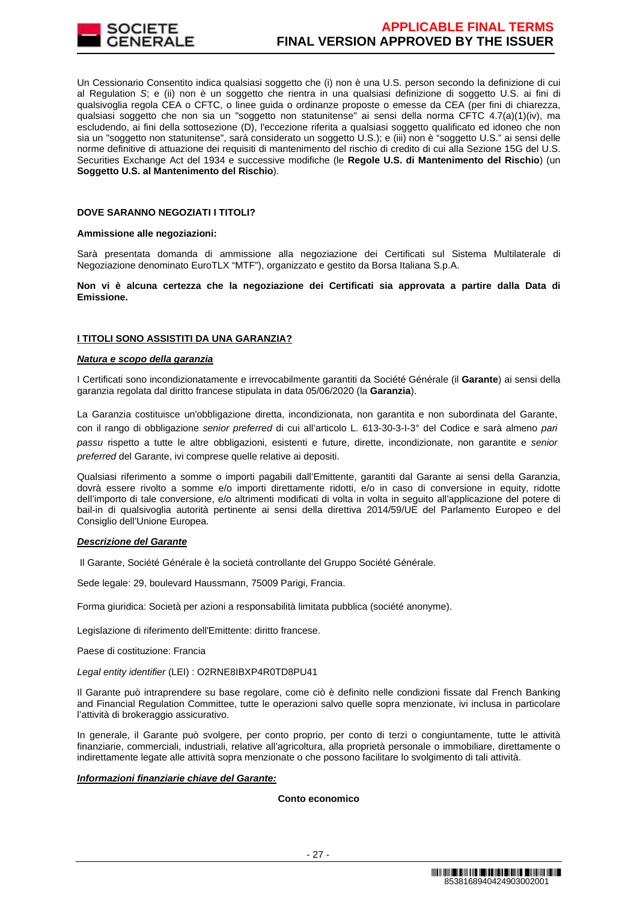Un Cessionario Consentito indica qualsiasi soggetto che (i) non è una U.S. person secondo la definizione di cui al Regulation *S*; e (ii) non è un soggetto che rientra in una qualsiasi definizione di soggetto U.S. ai fini di qualsivoglia regola CEA o CFTC, o linee guida o ordinanze proposte o emesse da CEA (per fini di chiarezza, qualsiasi soggetto che non sia un "soggetto non statunitense" ai sensi della norma CFTC 4.7(a)(1)(iv), ma escludendo, ai fini della sottosezione (D), l'eccezione riferita a qualsiasi soggetto qualificato ed idoneo che non sia un "soggetto non statunitense", sarà considerato un soggetto U.S.); e (iii) non è "soggetto U.S." ai sensi delle norme definitive di attuazione dei requisiti di mantenimento del rischio di credito di cui alla Sezione 15G del U.S. Securities Exchange Act del 1934 e successive modifiche (le **Regole U.S. di Mantenimento del Rischio**) (un **Soggetto U.S. al Mantenimento del Rischio**).

**DOVE SARANNO NEGOZIATI I TITOLI?**

**Ammissione alle negoziazioni:**

Sarà presentata domanda di ammissione alla negoziazione dei Certificati sul Sistema Multilaterale di Negoziazione denominato EuroTLX "MTF"), organizzato e gestito da Borsa Italiana S.p.A.

**Non vi è alcuna certezza che la negoziazione dei Certificati sia approvata a partire dalla Data di Emissione.**

**I TITOLI SONO ASSISTITI DA UNA GARANZIA?**

***Natura e scopo della garanzia***

I Certificati sono incondizionatamente e irrevocabilmente garantiti da Société Générale (il **Garante**) ai sensi della garanzia regolata dal diritto francese stipulata in data 05/06/2020 (la **Garanzia**).

La Garanzia costituisce un'obbligazione diretta, incondizionata, non garantita e non subordinata del Garante, con il rango di obbligazione *senior preferred* di cui all'articolo L. 613-30-3-I-3° del Codice e sarà almeno *pari passu* rispetto a tutte le altre obbligazioni, esistenti e future, dirette, incondizionate, non garantite e *senior preferred* del Garante, ivi comprese quelle relative ai depositi.

Qualsiasi riferimento a somme o importi pagabili dall'Emittente, garantiti dal Garante ai sensi della Garanzia, dovrà essere rivolto a somme e/o importi direttamente ridotti, e/o in caso di conversione in equity, ridotte dell'importo di tale conversione, e/o altrimenti modificati di volta in volta in seguito all'applicazione del potere di bail-in di qualsivoglia autorità pertinente ai sensi della direttiva 2014/59/UE del Parlamento Europeo e del Consiglio dell'Unione Europea.

***Descrizione del Garante***

Il Garante, Société Générale è la società controllante del Gruppo Société Générale.

Sede legale: 29, boulevard Haussmann, 75009 Parigi, Francia.

Forma giuridica: Società per azioni a responsabilità limitata pubblica (société anonyme).

Legislazione di riferimento dell'Emittente: diritto francese.

Paese di costituzione: Francia

*Legal entity identifier* (LEI) : O2RNE8IBXP4R0TD8PU41

Il Garante può intraprendere su base regolare, come ciò è definito nelle condizioni fissate dal French Banking and Financial Regulation Committee, tutte le operazioni salvo quelle sopra menzionate, ivi inclusa in particolare l'attività di brokeraggio assicurativo.

In generale, il Garante può svolgere, per conto proprio, per conto di terzi o congiuntamente, tutte le attività finanziarie, commerciali, industriali, relative all'agricoltura, alla proprietà personale o immobiliare, direttamente o indirettamente legate alle attività sopra menzionate o che possono facilitare lo svolgimento di tali attività.

***Informazioni finanziarie chiave del Garante:***

**Conto economico**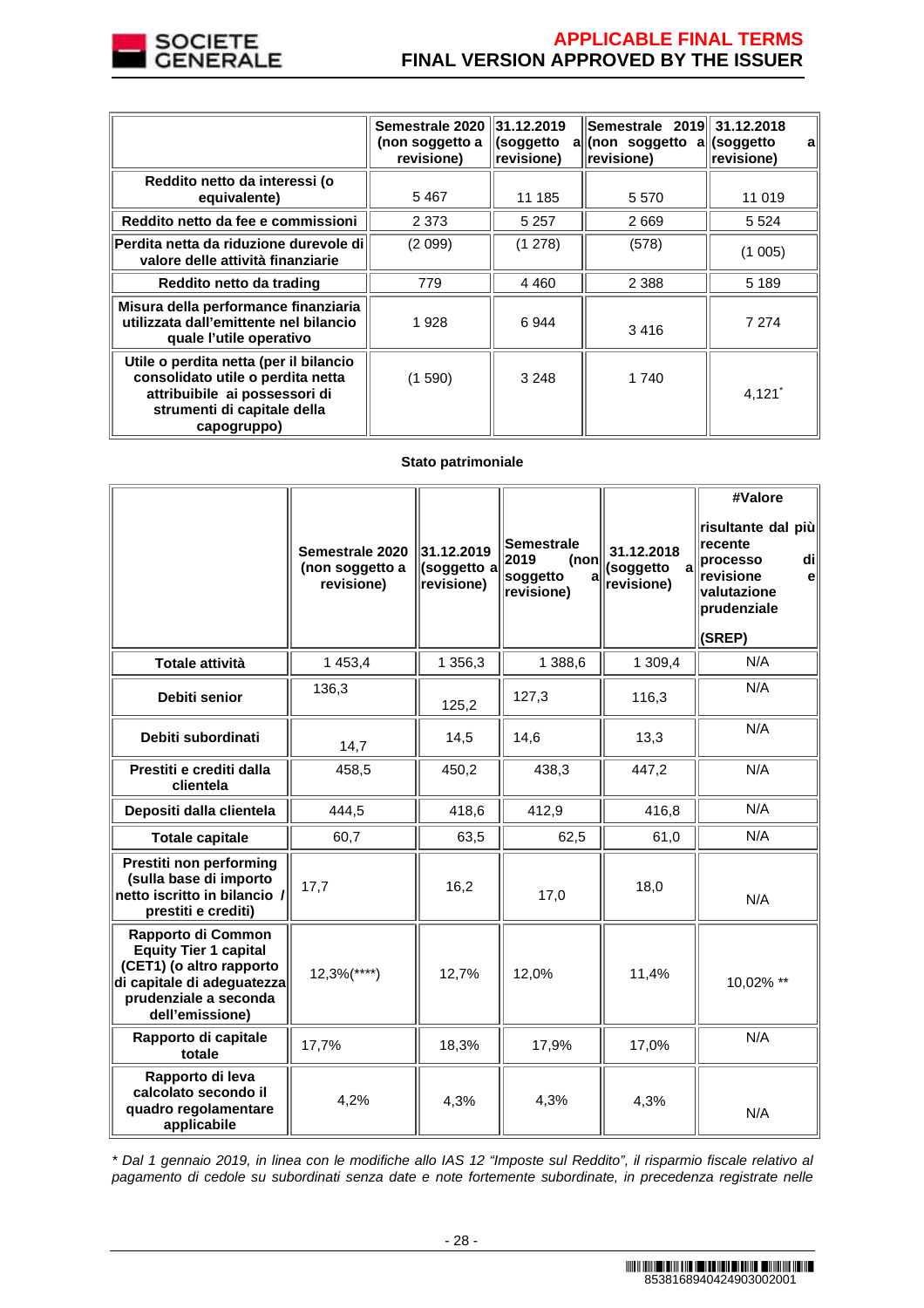| | Semestrale 2020 (non soggetto a revisione) | 31.12.2019 (soggetto a revisione) | Semestrale 2019 (non soggetto a revisione) | 31.12.2018 (soggetto a revisione) |
|---|---|---|---|---|
| Reddito netto da interessi (o equivalente) | 5 467 | 11 185 | 5 570 | 11 019 |
| Reddito netto da fee e commissioni | 2 373 | 5 257 | 2 669 | 5 524 |
| Perdita netta da riduzione durevole di valore delle attività finanziarie | (2 099) | (1 278) | (578) | (1 005) |
| Reddito netto da trading | 779 | 4 460 | 2 388 | 5 189 |
| Misura della performance finanziaria utilizzata dall'emittente nel bilancio quale l'utile operativo | 1 928 | 6 944 | 3 416 | 7 274 |
| Utile o perdita netta (per il bilancio consolidato utile o perdita netta attribuibile ai possessori di strumenti di capitale della capogruppo) | (1 590) | 3 248 | 1 740 | 4,121* |

**Stato patrimoniale**

| | Semestrale 2020 (non soggetto a revisione) | 31.12.2019 (soggetto a revisione) | Semestrale 2019 (non soggetto a revisione) | 31.12.2018 (soggetto a revisione) | #Valore risultante dal più recente processo di revisione e valutazione prudenziale (SREP) |
|---|---|---|---|---|---|
| Totale attività | 1 453,4 | 1 356,3 | 1 388,6 | 1 309,4 | N/A |
| Debiti senior | 136,3 | 125,2 | 127,3 | 116,3 | N/A |
| Debiti subordinati | 14,7 | 14,5 | 14,6 | 13,3 | N/A |
| Prestiti e crediti dalla clientela | 458,5 | 450,2 | 438,3 | 447,2 | N/A |
| Depositi dalla clientela | 444,5 | 418,6 | 412,9 | 416,8 | N/A |
| Totale capitale | 60,7 | 63,5 | 62,5 | 61,0 | N/A |
| Prestiti non performing (sulla base di importo netto iscritto in bilancio / prestiti e crediti) | 17,7 | 16,2 | 17,0 | 18,0 | N/A |
| Rapporto di Common Equity Tier 1 capital (CET1) (o altro rapporto di capitale di adeguatezza prudenziale a seconda dell'emissione) | 12,3%(****) | 12,7% | 12,0% | 11,4% | 10,02% ** |
| Rapporto di capitale totale | 17,7% | 18,3% | 17,9% | 17,0% | N/A |
| Rapporto di leva calcolato secondo il quadro regolamentare applicabile | 4,2% | 4,3% | 4,3% | 4,3% | N/A |

*\* Dal 1 gennaio 2019, in linea con le modifiche allo IAS 12 "Imposte sul Reddito", il risparmio fiscale relativo al pagamento di cedole su subordinati senza date e note fortemente subordinate, in precedenza registrate nelle*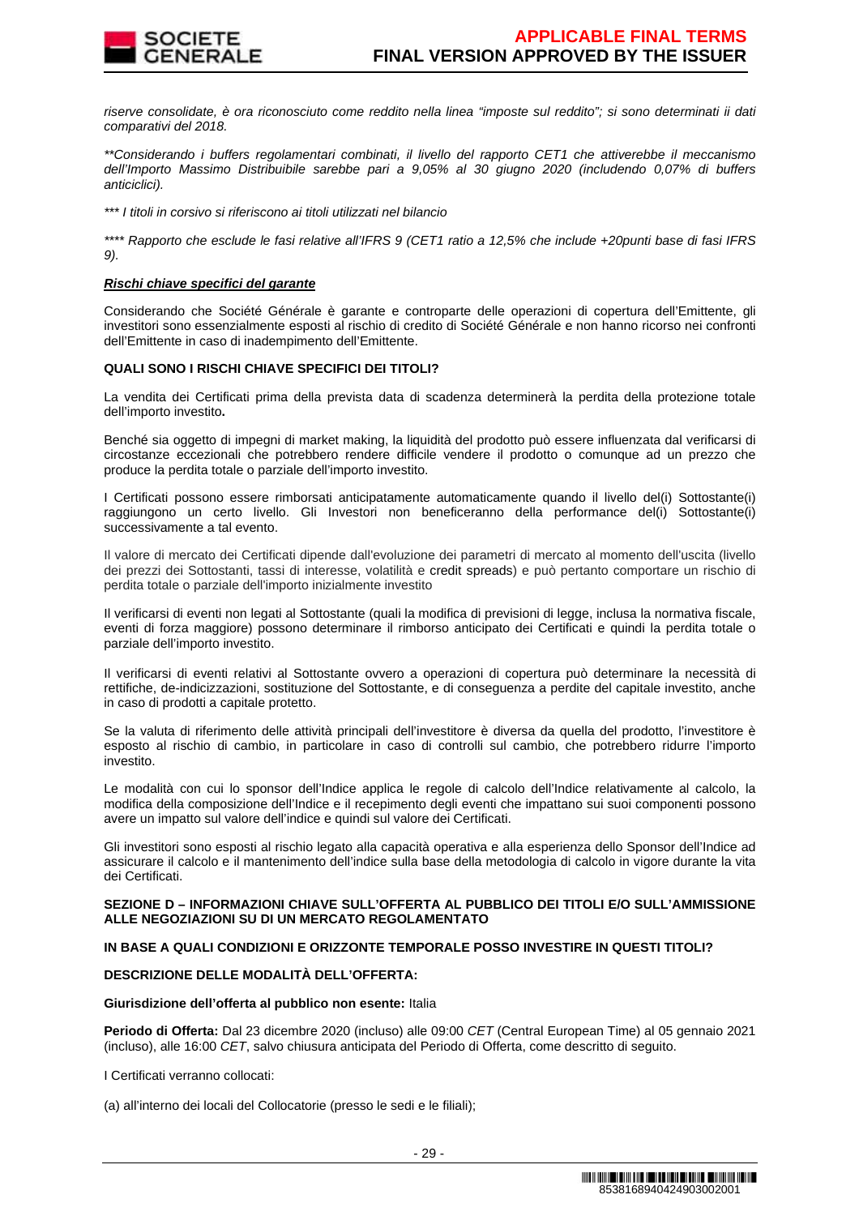*riserve consolidate, è ora riconosciuto come reddito nella linea "imposte sul reddito"; si sono determinati ii dati comparativi del 2018.*

*\*\*Considerando i buffers regolamentari combinati, il livello del rapporto CET1 che attiverebbe il meccanismo dell'Importo Massimo Distribuibile sarebbe pari a 9,05% al 30 giugno 2020 (includendo 0,07% di buffers anticiclici).*

*\*\*\* I titoli in corsivo si riferiscono ai titoli utilizzati nel bilancio*

*\*\*\*\* Rapporto che esclude le fasi relative all'IFRS 9 (CET1 ratio a 12,5% che include +20punti base di fasi IFRS 9).*

***Rischi chiave specifici del garante***

Considerando che Société Générale è garante e controparte delle operazioni di copertura dell'Emittente, gli investitori sono essenzialmente esposti al rischio di credito di Société Générale e non hanno ricorso nei confronti dell'Emittente in caso di inadempimento dell'Emittente.

**QUALI SONO I RISCHI CHIAVE SPECIFICI DEI TITOLI?**

La vendita dei Certificati prima della prevista data di scadenza determinerà la perdita della protezione totale dell'importo investito**.**

Benché sia oggetto di impegni di market making, la liquidità del prodotto può essere influenzata dal verificarsi di circostanze eccezionali che potrebbero rendere difficile vendere il prodotto o comunque ad un prezzo che produce la perdita totale o parziale dell'importo investito.

I Certificati possono essere rimborsati anticipatamente automaticamente quando il livello del(i) Sottostante(i) raggiungono un certo livello. Gli Investori non beneficeranno della performance del(i) Sottostante(i) successivamente a tal evento.

Il valore di mercato dei Certificati dipende dall'evoluzione dei parametri di mercato al momento dell'uscita (livello dei prezzi dei Sottostanti, tassi di interesse, volatilità e credit spreads) e può pertanto comportare un rischio di perdita totale o parziale dell'importo inizialmente investito

Il verificarsi di eventi non legati al Sottostante (quali la modifica di previsioni di legge, inclusa la normativa fiscale, eventi di forza maggiore) possono determinare il rimborso anticipato dei Certificati e quindi la perdita totale o parziale dell'importo investito.

Il verificarsi di eventi relativi al Sottostante ovvero a operazioni di copertura può determinare la necessità di rettifiche, de-indicizzazioni, sostituzione del Sottostante, e di conseguenza a perdite del capitale investito, anche in caso di prodotti a capitale protetto.

Se la valuta di riferimento delle attività principali dell'investitore è diversa da quella del prodotto, l'investitore è esposto al rischio di cambio, in particolare in caso di controlli sul cambio, che potrebbero ridurre l'importo investito.

Le modalità con cui lo sponsor dell'Indice applica le regole di calcolo dell'Indice relativamente al calcolo, la modifica della composizione dell'Indice e il recepimento degli eventi che impattano sui suoi componenti possono avere un impatto sul valore dell'indice e quindi sul valore dei Certificati.

Gli investitori sono esposti al rischio legato alla capacità operativa e alla esperienza dello Sponsor dell'Indice ad assicurare il calcolo e il mantenimento dell'indice sulla base della metodologia di calcolo in vigore durante la vita dei Certificati.

**SEZIONE D – INFORMAZIONI CHIAVE SULL'OFFERTA AL PUBBLICO DEI TITOLI E/O SULL'AMMISSIONE ALLE NEGOZIAZIONI SU DI UN MERCATO REGOLAMENTATO**

**IN BASE A QUALI CONDIZIONI E ORIZZONTE TEMPORALE POSSO INVESTIRE IN QUESTI TITOLI?**

**DESCRIZIONE DELLE MODALITÀ DELL'OFFERTA:**

**Giurisdizione dell'offerta al pubblico non esente:** Italia

**Periodo di Offerta:** Dal 23 dicembre 2020 (incluso) alle 09:00 *CET* (Central European Time) al 05 gennaio 2021 (incluso), alle 16:00 *CET*, salvo chiusura anticipata del Periodo di Offerta, come descritto di seguito.

I Certificati verranno collocati:

(a) all'interno dei locali del Collocatorie (presso le sedi e le filiali);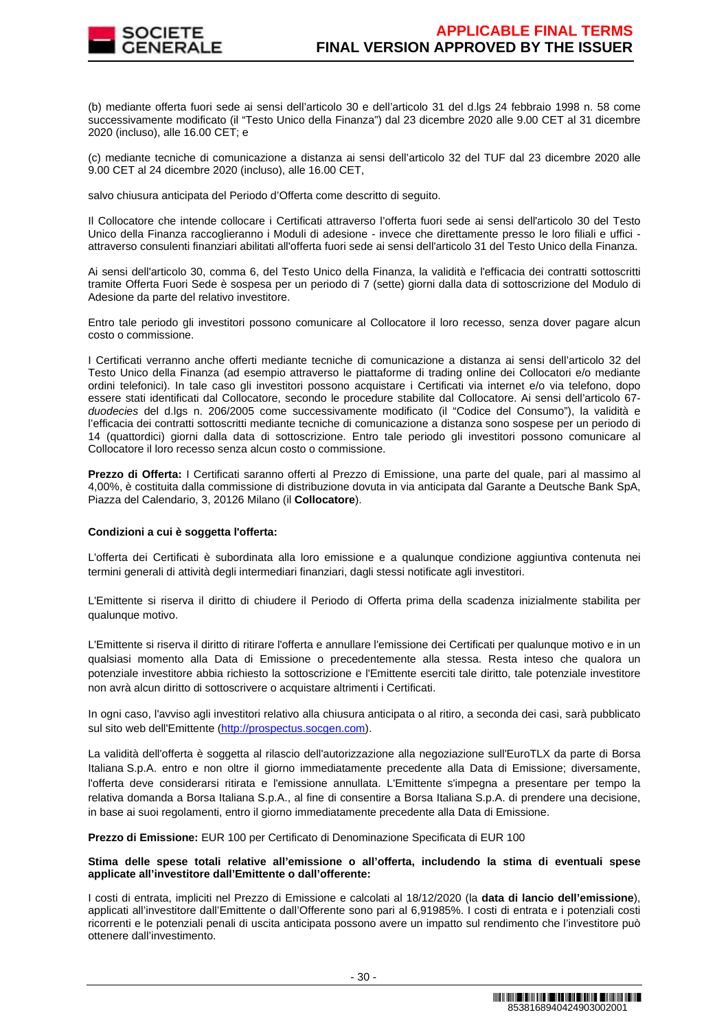(b) mediante offerta fuori sede ai sensi dell’articolo 30 e dell’articolo 31 del d.lgs 24 febbraio 1998 n. 58 come successivamente modificato (il “Testo Unico della Finanza”) dal 23 dicembre 2020 alle 9.00 CET al 31 dicembre 2020 (incluso), alle 16.00 CET; e

(c) mediante tecniche di comunicazione a distanza ai sensi dell’articolo 32 del TUF dal 23 dicembre 2020 alle 9.00 CET al 24 dicembre 2020 (incluso), alle 16.00 CET,

salvo chiusura anticipata del Periodo d’Offerta come descritto di seguito.

Il Collocatore che intende collocare i Certificati attraverso l’offerta fuori sede ai sensi dell'articolo 30 del Testo Unico della Finanza raccoglieranno i Moduli di adesione - invece che direttamente presso le loro filiali e uffici - attraverso consulenti finanziari abilitati all'offerta fuori sede ai sensi dell'articolo 31 del Testo Unico della Finanza.

Ai sensi dell'articolo 30, comma 6, del Testo Unico della Finanza, la validità e l'efficacia dei contratti sottoscritti tramite Offerta Fuori Sede è sospesa per un periodo di 7 (sette) giorni dalla data di sottoscrizione del Modulo di Adesione da parte del relativo investitore.

Entro tale periodo gli investitori possono comunicare al Collocatore il loro recesso, senza dover pagare alcun costo o commissione.

I Certificati verranno anche offerti mediante tecniche di comunicazione a distanza ai sensi dell’articolo 32 del Testo Unico della Finanza (ad esempio attraverso le piattaforme di trading online dei Collocatori e/o mediante ordini telefonici). In tale caso gli investitori possono acquistare i Certificati via internet e/o via telefono, dopo essere stati identificati dal Collocatore, secondo le procedure stabilite dal Collocatore. Ai sensi dell’articolo 67-*duodecies* del d.lgs n. 206/2005 come successivamente modificato (il “Codice del Consumo”), la validità e l’efficacia dei contratti sottoscritti mediante tecniche di comunicazione a distanza sono sospese per un periodo di 14 (quattordici) giorni dalla data di sottoscrizione. Entro tale periodo gli investitori possono comunicare al Collocatore il loro recesso senza alcun costo o commissione.

**Prezzo di Offerta:** I Certificati saranno offerti al Prezzo di Emissione, una parte del quale, pari al massimo al 4,00%, è costituita dalla commissione di distribuzione dovuta in via anticipata dal Garante a Deutsche Bank SpA, Piazza del Calendario, 3, 20126 Milano (il **Collocatore**).

**Condizioni a cui è soggetta l'offerta:**

L'offerta dei Certificati è subordinata alla loro emissione e a qualunque condizione aggiuntiva contenuta nei termini generali di attività degli intermediari finanziari, dagli stessi notificate agli investitori.

L'Emittente si riserva il diritto di chiudere il Periodo di Offerta prima della scadenza inizialmente stabilita per qualunque motivo.

L'Emittente si riserva il diritto di ritirare l'offerta e annullare l'emissione dei Certificati per qualunque motivo e in un qualsiasi momento alla Data di Emissione o precedentemente alla stessa. Resta inteso che qualora un potenziale investitore abbia richiesto la sottoscrizione e l'Emittente eserciti tale diritto, tale potenziale investitore non avrà alcun diritto di sottoscrivere o acquistare altrimenti i Certificati.

In ogni caso, l'avviso agli investitori relativo alla chiusura anticipata o al ritiro, a seconda dei casi, sarà pubblicato sul sito web dell'Emittente (http://prospectus.socgen.com).

La validità dell'offerta è soggetta al rilascio dell'autorizzazione alla negoziazione sull'EuroTLX da parte di Borsa Italiana S.p.A. entro e non oltre il giorno immediatamente precedente alla Data di Emissione; diversamente, l'offerta deve considerarsi ritirata e l'emissione annullata. L'Emittente s'impegna a presentare per tempo la relativa domanda a Borsa Italiana S.p.A., al fine di consentire a Borsa Italiana S.p.A. di prendere una decisione, in base ai suoi regolamenti, entro il giorno immediatamente precedente alla Data di Emissione.

**Prezzo di Emissione:** EUR 100 per Certificato di Denominazione Specificata di EUR 100

**Stima delle spese totali relative all’emissione o all’offerta, includendo la stima di eventuali spese applicate all’investitore dall’Emittente o dall’offerente:**

I costi di entrata, impliciti nel Prezzo di Emissione e calcolati al 18/12/2020 (la **data di lancio dell’emissione**), applicati all’investitore dall’Emittente o dall’Offerente sono pari al 6,91985%. I costi di entrata e i potenziali costi ricorrenti e le potenziali penali di uscita anticipata possono avere un impatto sul rendimento che l’investitore può ottenere dall’investimento.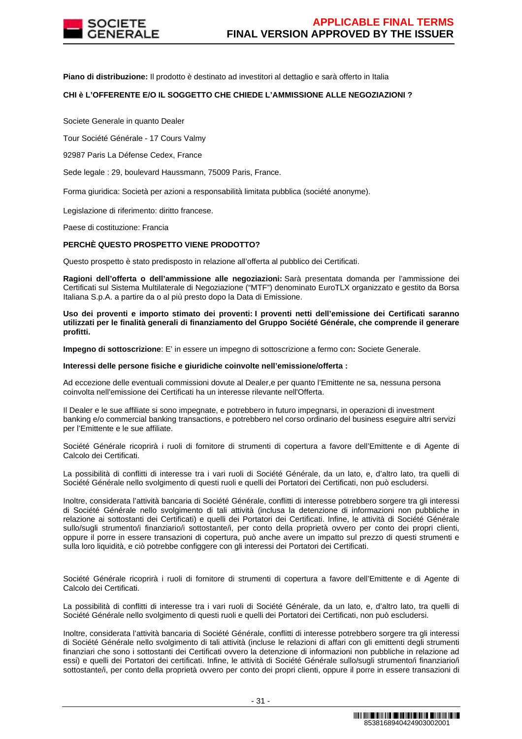**Piano di distribuzione:** Il prodotto è destinato ad investitori al dettaglio e sarà offerto in Italia

**CHI è L'OFFERENTE E/O IL SOGGETTO CHE CHIEDE L'AMMISSIONE ALLE NEGOZIAZIONI ?**

Societe Generale in quanto Dealer

Tour Société Générale - 17 Cours Valmy

92987 Paris La Défense Cedex, France

Sede legale : 29, boulevard Haussmann, 75009 Paris, France.

Forma giuridica: Società per azioni a responsabilità limitata pubblica (société anonyme).

Legislazione di riferimento: diritto francese.

Paese di costituzione: Francia

**PERCHÈ QUESTO PROSPETTO VIENE PRODOTTO?**

Questo prospetto è stato predisposto in relazione all'offerta al pubblico dei Certificati.

**Ragioni dell'offerta o dell'ammissione alle negoziazioni:** Sarà presentata domanda per l'ammissione dei Certificati sul Sistema Multilaterale di Negoziazione ("MTF") denominato EuroTLX organizzato e gestito da Borsa Italiana S.p.A. a partire da o al più presto dopo la Data di Emissione.

**Uso dei proventi e importo stimato dei proventi: I proventi netti dell'emissione dei Certificati saranno utilizzati per le finalità generali di finanziamento del Gruppo Société Générale, che comprende il generare profitti.**

**Impegno di sottoscrizione**: E' in essere un impegno di sottoscrizione a fermo con**:** Societe Generale.

**Interessi delle persone fisiche e giuridiche coinvolte nell'emissione/offerta :**

Ad eccezione delle eventuali commissioni dovute al Dealer,e per quanto l'Emittente ne sa, nessuna persona coinvolta nell'emissione dei Certificati ha un interesse rilevante nell'Offerta.

Il Dealer e le sue affiliate si sono impegnate, e potrebbero in futuro impegnarsi, in operazioni di investment banking e/o commercial banking transactions, e potrebbero nel corso ordinario del business eseguire altri servizi per l'Emittente e le sue affiliate.

Société Générale ricoprirà i ruoli di fornitore di strumenti di copertura a favore dell'Emittente e di Agente di Calcolo dei Certificati.

La possibilità di conflitti di interesse tra i vari ruoli di Société Générale, da un lato, e, d'altro lato, tra quelli di Société Générale nello svolgimento di questi ruoli e quelli dei Portatori dei Certificati, non può escludersi.

Inoltre, considerata l'attività bancaria di Société Générale, conflitti di interesse potrebbero sorgere tra gli interessi di Société Générale nello svolgimento di tali attività (inclusa la detenzione di informazioni non pubbliche in relazione ai sottostanti dei Certificati) e quelli dei Portatori dei Certificati. Infine, le attività di Société Générale sullo/sugli strumento/i finanziario/i sottostante/i, per conto della proprietà ovvero per conto dei propri clienti, oppure il porre in essere transazioni di copertura, può anche avere un impatto sul prezzo di questi strumenti e sulla loro liquidità, e ciò potrebbe configgere con gli interessi dei Portatori dei Certificati.

Société Générale ricoprirà i ruoli di fornitore di strumenti di copertura a favore dell'Emittente e di Agente di Calcolo dei Certificati.

La possibilità di conflitti di interesse tra i vari ruoli di Société Générale, da un lato, e, d'altro lato, tra quelli di Société Générale nello svolgimento di questi ruoli e quelli dei Portatori dei Certificati, non può escludersi.

Inoltre, considerata l'attività bancaria di Société Générale, conflitti di interesse potrebbero sorgere tra gli interessi di Société Générale nello svolgimento di tali attività (incluse le relazioni di affari con gli emittenti degli strumenti finanziari che sono i sottostanti dei Certificati ovvero la detenzione di informazioni non pubbliche in relazione ad essi) e quelli dei Portatori dei certificati. Infine, le attività di Société Générale sullo/sugli strumento/i finanziario/i sottostante/i, per conto della proprietà ovvero per conto dei propri clienti, oppure il porre in essere transazioni di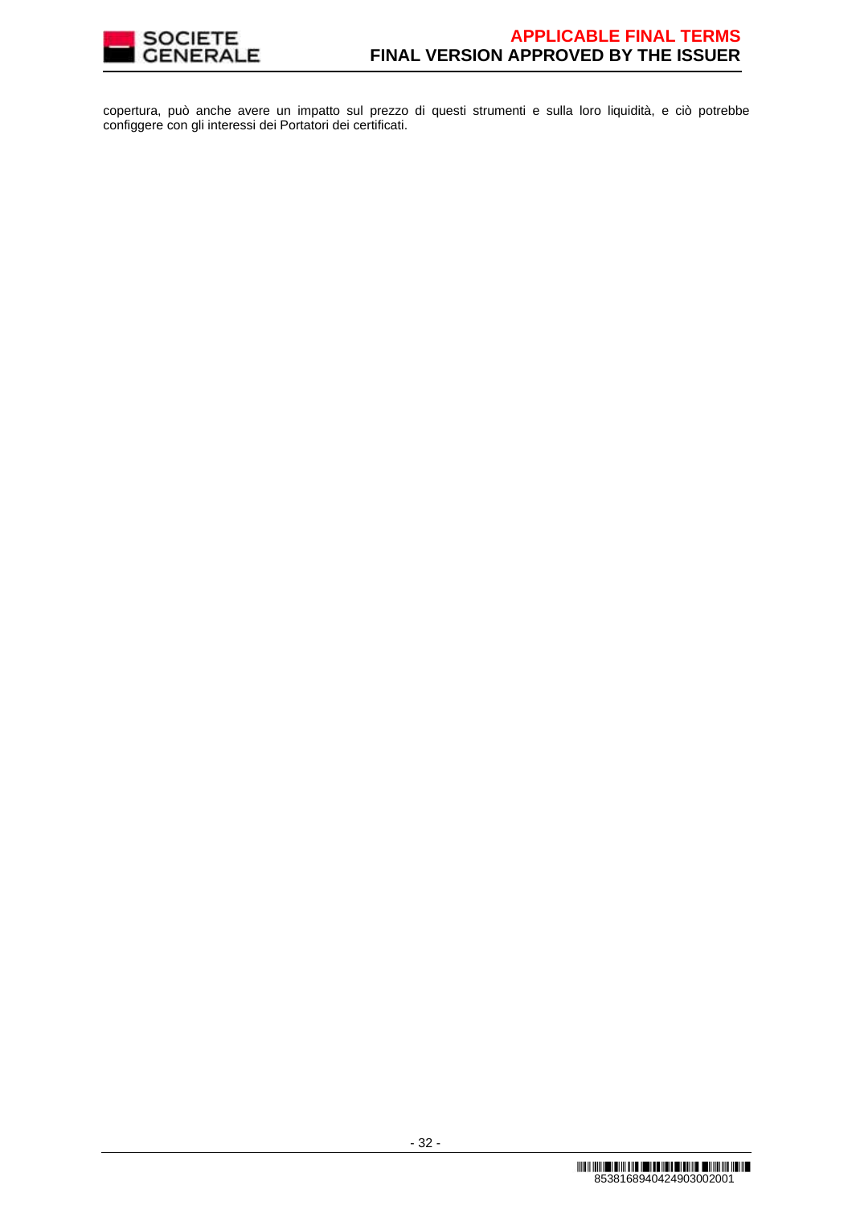copertura, può anche avere un impatto sul prezzo di questi strumenti e sulla loro liquidità, e ciò potrebbe configgere con gli interessi dei Portatori dei certificati.